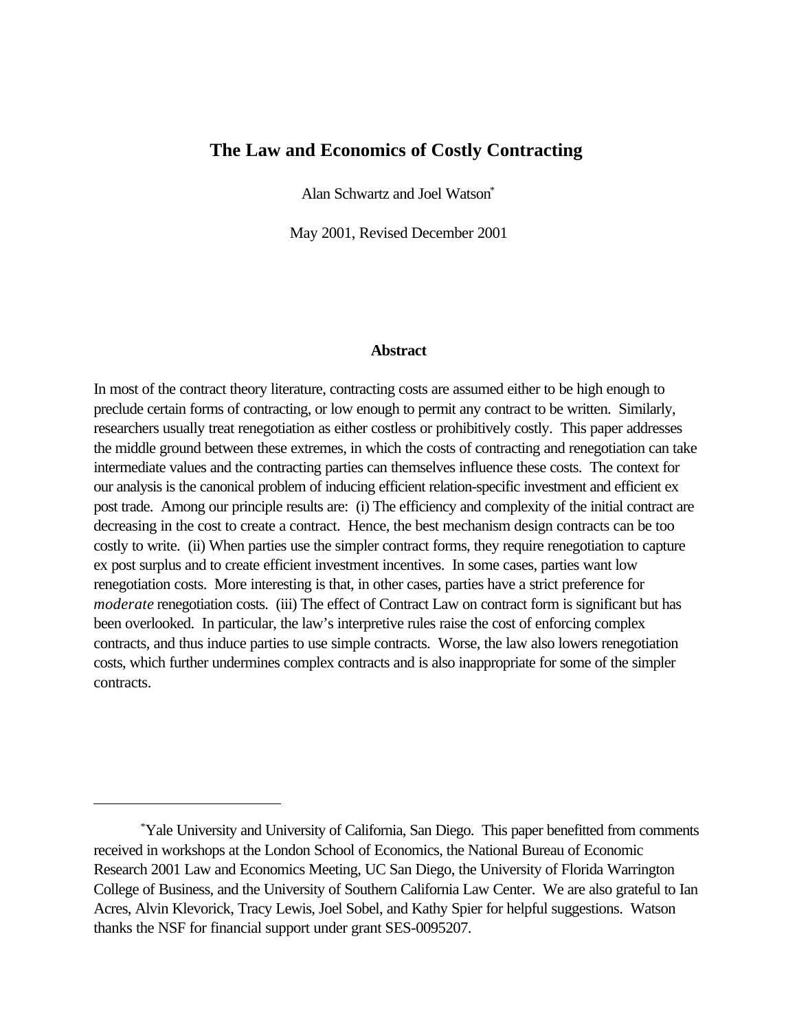# The Law and Economics of Costly Contracting

Alan Schwartz and Joel Watson[*]

May 2001, Revised December 2001

## Abstract

In most of the contract theory literature, contracting costs are assumed either to be high enough to preclude certain forms of contracting, or low enough to permit any contract to be written. Similarly, researchers usually treat renegotiation as either costless or prohibitively costly. This paper addresses the middle ground between these extremes, in which the costs of contracting and renegotiation can take intermediate values and the contracting parties can themselves influence these costs. The context for our analysis is the canonical problem of inducing efficient relation-specific investment and efficient ex post trade. Among our principle results are: (i) The efficiency and complexity of the initial contract are decreasing in the cost to create a contract. Hence, the best mechanism design contracts can be too costly to write. (ii) When parties use the simpler contract forms, they require renegotiation to capture ex post surplus and to create efficient investment incentives. In some cases, parties want low renegotiation costs. More interesting is that, in other cases, parties have a strict preference for *moderate* renegotiation costs. (iii) The effect of Contract Law on contract form is significant but has been overlooked. In particular, the law's interpretive rules raise the cost of enforcing complex contracts, and thus induce parties to use simple contracts. Worse, the law also lowers renegotiation costs, which further undermines complex contracts and is also inappropriate for some of the simpler contracts.

---

[*]Yale University and University of California, San Diego. This paper benefitted from comments received in workshops at the London School of Economics, the National Bureau of Economic Research 2001 Law and Economics Meeting, UC San Diego, the University of Florida Warrington College of Business, and the University of Southern California Law Center. We are also grateful to Ian Acres, Alvin Klevorick, Tracy Lewis, Joel Sobel, and Kathy Spier for helpful suggestions. Watson thanks the NSF for financial support under grant SES-0095207.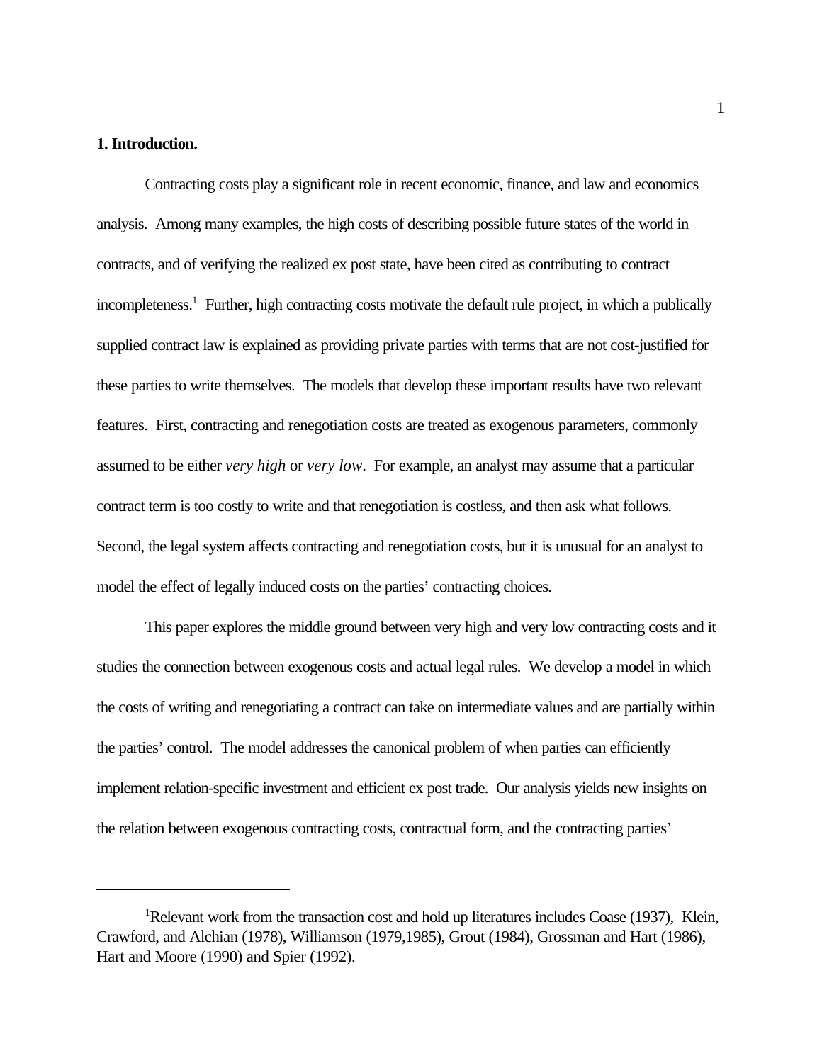**1. Introduction.**

Contracting costs play a significant role in recent economic, finance, and law and economics analysis. Among many examples, the high costs of describing possible future states of the world in contracts, and of verifying the realized ex post state, have been cited as contributing to contract incompleteness.[1] Further, high contracting costs motivate the default rule project, in which a publically supplied contract law is explained as providing private parties with terms that are not cost-justified for these parties to write themselves. The models that develop these important results have two relevant features. First, contracting and renegotiation costs are treated as exogenous parameters, commonly assumed to be either *very high* or *very low*. For example, an analyst may assume that a particular contract term is too costly to write and that renegotiation is costless, and then ask what follows. Second, the legal system affects contracting and renegotiation costs, but it is unusual for an analyst to model the effect of legally induced costs on the parties' contracting choices.

This paper explores the middle ground between very high and very low contracting costs and it studies the connection between exogenous costs and actual legal rules. We develop a model in which the costs of writing and renegotiating a contract can take on intermediate values and are partially within the parties' control. The model addresses the canonical problem of when parties can efficiently implement relation-specific investment and efficient ex post trade. Our analysis yields new insights on the relation between exogenous contracting costs, contractual form, and the contracting parties'

[1] Relevant work from the transaction cost and hold up literatures includes Coase (1937), Klein, Crawford, and Alchian (1978), Williamson (1979,1985), Grout (1984), Grossman and Hart (1986), Hart and Moore (1990) and Spier (1992).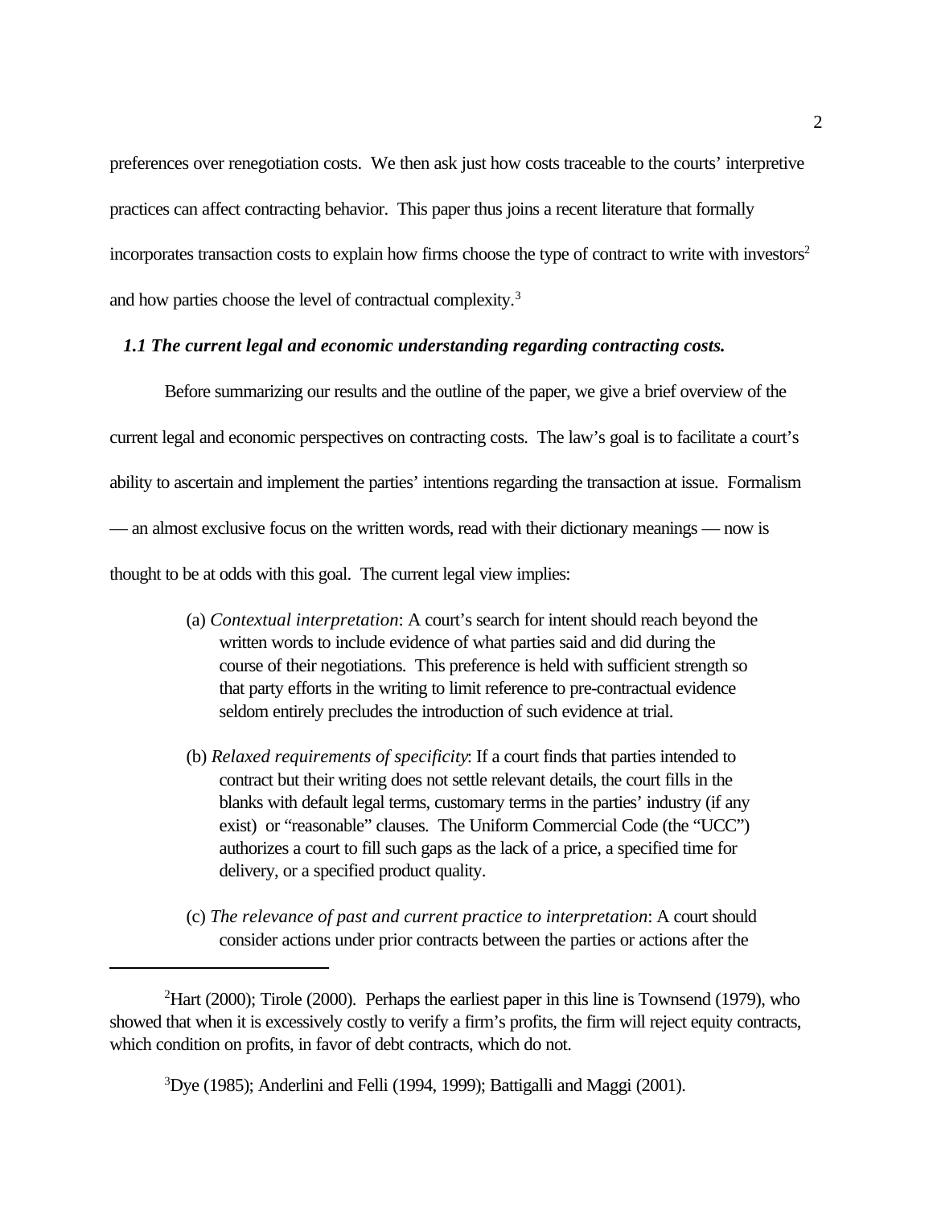preferences over renegotiation costs. We then ask just how costs traceable to the courts' interpretive practices can affect contracting behavior. This paper thus joins a recent literature that formally incorporates transaction costs to explain how firms choose the type of contract to write with investors[2] and how parties choose the level of contractual complexity.[3]

### *1.1 The current legal and economic understanding regarding contracting costs.*

Before summarizing our results and the outline of the paper, we give a brief overview of the current legal and economic perspectives on contracting costs. The law's goal is to facilitate a court's ability to ascertain and implement the parties' intentions regarding the transaction at issue. Formalism — an almost exclusive focus on the written words, read with their dictionary meanings — now is thought to be at odds with this goal. The current legal view implies:

> (a) *Contextual interpretation*: A court's search for intent should reach beyond the written words to include evidence of what parties said and did during the course of their negotiations. This preference is held with sufficient strength so that party efforts in the writing to limit reference to pre-contractual evidence seldom entirely precludes the introduction of such evidence at trial.
>
> (b) *Relaxed requirements of specificity*: If a court finds that parties intended to contract but their writing does not settle relevant details, the court fills in the blanks with default legal terms, customary terms in the parties' industry (if any exist) or "reasonable" clauses. The Uniform Commercial Code (the "UCC") authorizes a court to fill such gaps as the lack of a price, a specified time for delivery, or a specified product quality.
>
> (c) *The relevance of past and current practice to interpretation*: A court should consider actions under prior contracts between the parties or actions after the

---

[2] Hart (2000); Tirole (2000). Perhaps the earliest paper in this line is Townsend (1979), who showed that when it is excessively costly to verify a firm's profits, the firm will reject equity contracts, which condition on profits, in favor of debt contracts, which do not.

[3] Dye (1985); Anderlini and Felli (1994, 1999); Battigalli and Maggi (2001).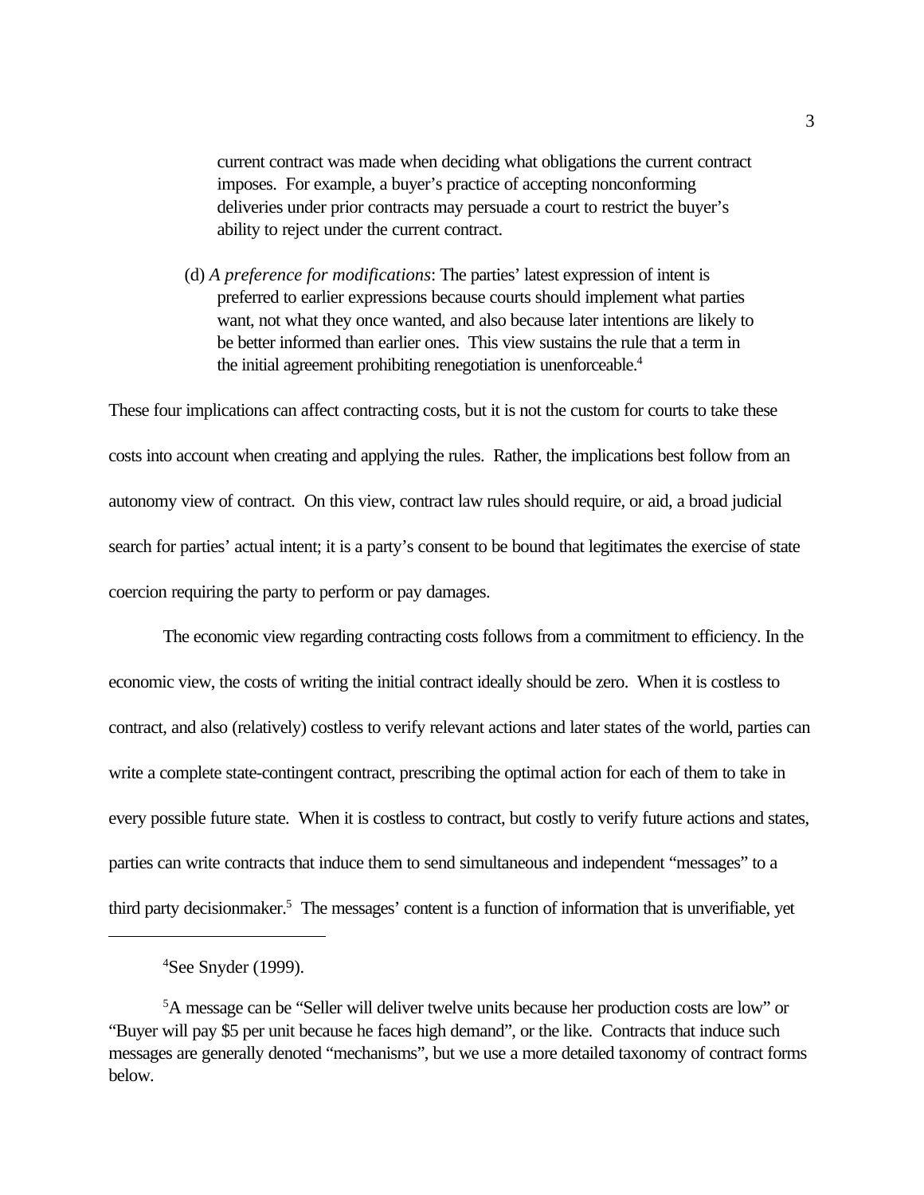current contract was made when deciding what obligations the current contract imposes. For example, a buyer's practice of accepting nonconforming deliveries under prior contracts may persuade a court to restrict the buyer's ability to reject under the current contract.

(d) *A preference for modifications*: The parties' latest expression of intent is preferred to earlier expressions because courts should implement what parties want, not what they once wanted, and also because later intentions are likely to be better informed than earlier ones. This view sustains the rule that a term in the initial agreement prohibiting renegotiation is unenforceable.[4]

These four implications can affect contracting costs, but it is not the custom for courts to take these costs into account when creating and applying the rules. Rather, the implications best follow from an autonomy view of contract. On this view, contract law rules should require, or aid, a broad judicial search for parties' actual intent; it is a party's consent to be bound that legitimates the exercise of state coercion requiring the party to perform or pay damages.

The economic view regarding contracting costs follows from a commitment to efficiency. In the economic view, the costs of writing the initial contract ideally should be zero. When it is costless to contract, and also (relatively) costless to verify relevant actions and later states of the world, parties can write a complete state-contingent contract, prescribing the optimal action for each of them to take in every possible future state. When it is costless to contract, but costly to verify future actions and states, parties can write contracts that induce them to send simultaneous and independent "messages" to a third party decisionmaker.[5] The messages' content is a function of information that is unverifiable, yet

---

[4] See Snyder (1999).

[5] A message can be "Seller will deliver twelve units because her production costs are low" or "Buyer will pay $5 per unit because he faces high demand", or the like. Contracts that induce such messages are generally denoted "mechanisms", but we use a more detailed taxonomy of contract forms below.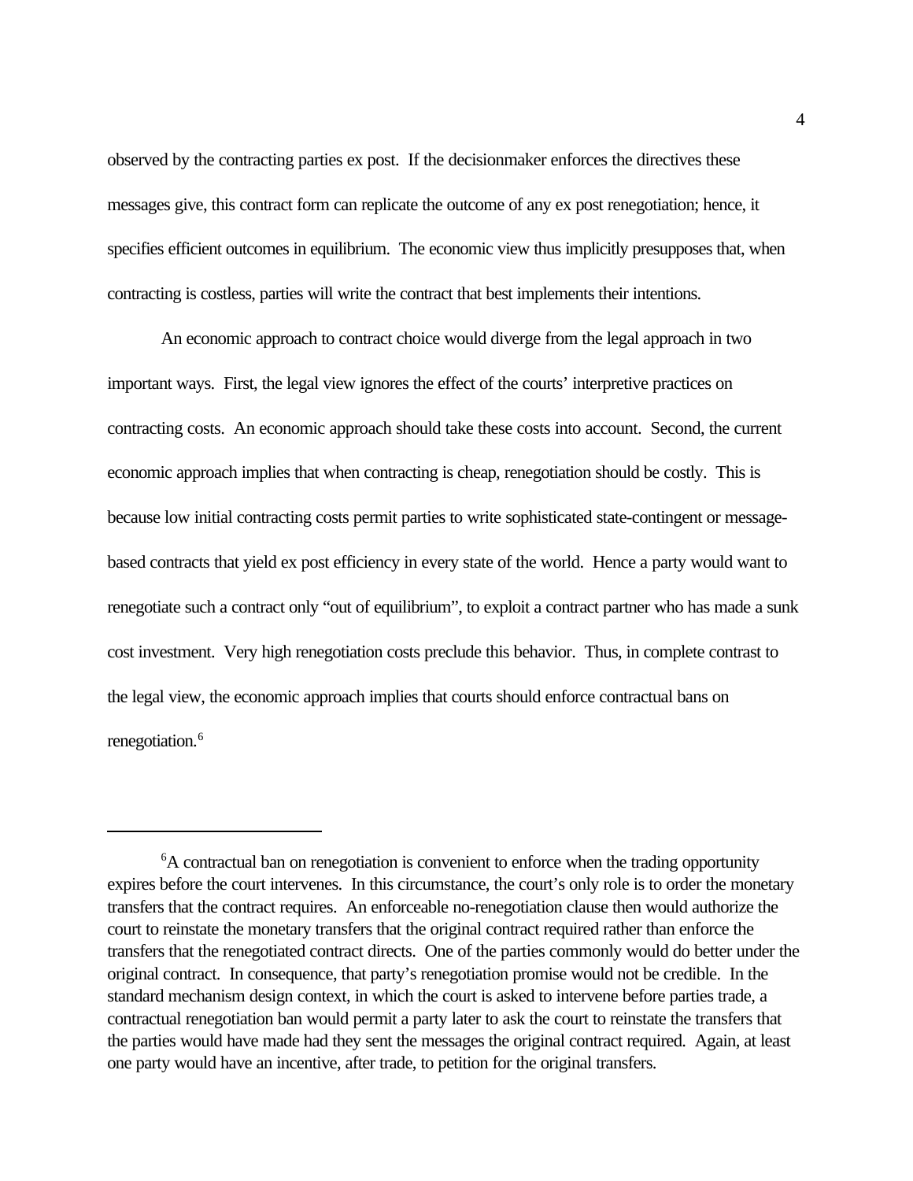observed by the contracting parties ex post. If the decisionmaker enforces the directives these messages give, this contract form can replicate the outcome of any ex post renegotiation; hence, it specifies efficient outcomes in equilibrium. The economic view thus implicitly presupposes that, when contracting is costless, parties will write the contract that best implements their intentions.

An economic approach to contract choice would diverge from the legal approach in two important ways. First, the legal view ignores the effect of the courts' interpretive practices on contracting costs. An economic approach should take these costs into account. Second, the current economic approach implies that when contracting is cheap, renegotiation should be costly. This is because low initial contracting costs permit parties to write sophisticated state-contingent or message-based contracts that yield ex post efficiency in every state of the world. Hence a party would want to renegotiate such a contract only "out of equilibrium", to exploit a contract partner who has made a sunk cost investment. Very high renegotiation costs preclude this behavior. Thus, in complete contrast to the legal view, the economic approach implies that courts should enforce contractual bans on renegotiation.[6]

---

[6]A contractual ban on renegotiation is convenient to enforce when the trading opportunity expires before the court intervenes. In this circumstance, the court's only role is to order the monetary transfers that the contract requires. An enforceable no-renegotiation clause then would authorize the court to reinstate the monetary transfers that the original contract required rather than enforce the transfers that the renegotiated contract directs. One of the parties commonly would do better under the original contract. In consequence, that party's renegotiation promise would not be credible. In the standard mechanism design context, in which the court is asked to intervene before parties trade, a contractual renegotiation ban would permit a party later to ask the court to reinstate the transfers that the parties would have made had they sent the messages the original contract required. Again, at least one party would have an incentive, after trade, to petition for the original transfers.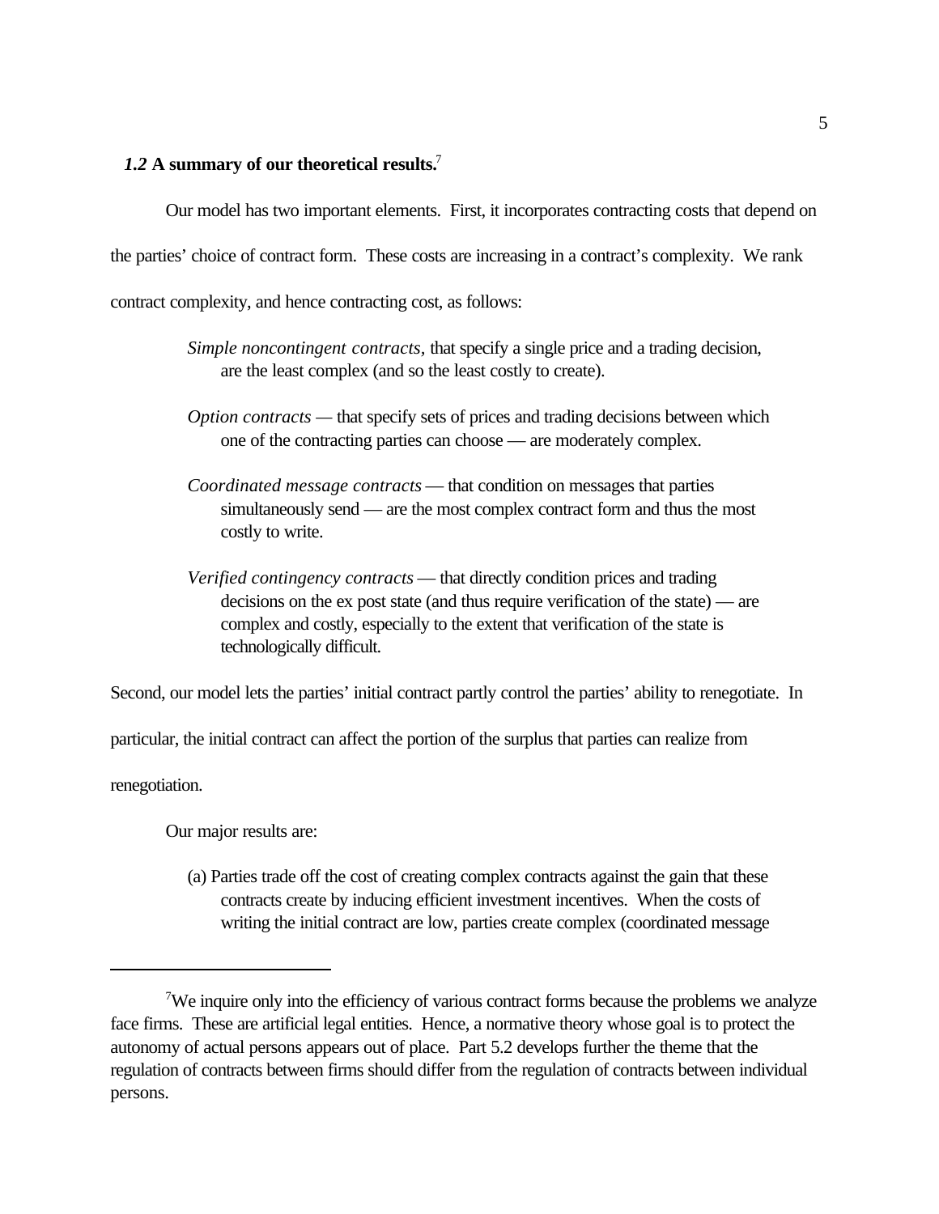### *1.2* A summary of our theoretical results.[7]

Our model has two important elements. First, it incorporates contracting costs that depend on the parties' choice of contract form. These costs are increasing in a contract's complexity. We rank contract complexity, and hence contracting cost, as follows:

> *Simple noncontingent contracts*, that specify a single price and a trading decision, are the least complex (and so the least costly to create).
>
> *Option contracts* — that specify sets of prices and trading decisions between which one of the contracting parties can choose — are moderately complex.
>
> *Coordinated message contracts* — that condition on messages that parties simultaneously send — are the most complex contract form and thus the most costly to write.
>
> *Verified contingency contracts* — that directly condition prices and trading decisions on the ex post state (and thus require verification of the state) — are complex and costly, especially to the extent that verification of the state is technologically difficult.

Second, our model lets the parties' initial contract partly control the parties' ability to renegotiate. In particular, the initial contract can affect the portion of the surplus that parties can realize from renegotiation.

Our major results are:

> (a) Parties trade off the cost of creating complex contracts against the gain that these contracts create by inducing efficient investment incentives. When the costs of writing the initial contract are low, parties create complex (coordinated message

---

[7] We inquire only into the efficiency of various contract forms because the problems we analyze face firms. These are artificial legal entities. Hence, a normative theory whose goal is to protect the autonomy of actual persons appears out of place. Part 5.2 develops further the theme that the regulation of contracts between firms should differ from the regulation of contracts between individual persons.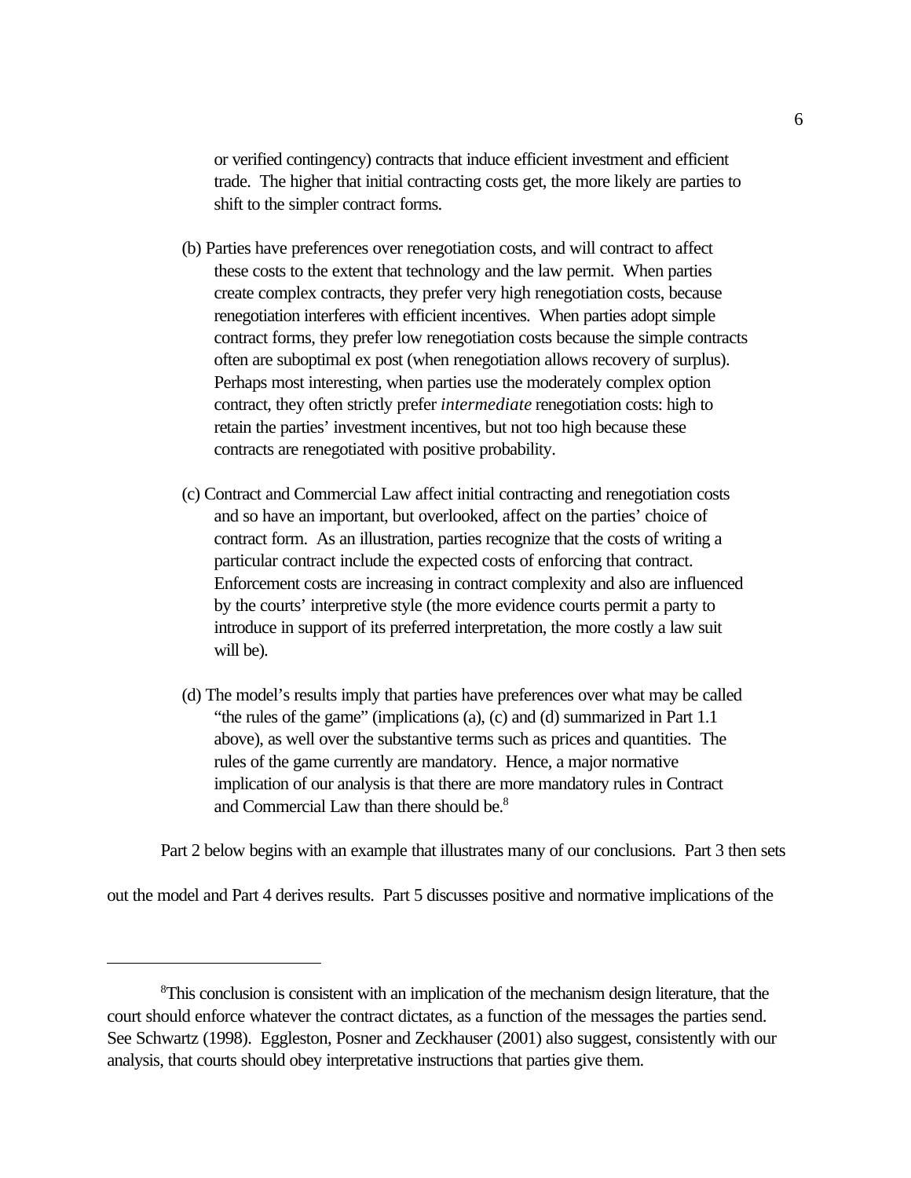or verified contingency) contracts that induce efficient investment and efficient trade. The higher that initial contracting costs get, the more likely are parties to shift to the simpler contract forms.

(b) Parties have preferences over renegotiation costs, and will contract to affect these costs to the extent that technology and the law permit. When parties create complex contracts, they prefer very high renegotiation costs, because renegotiation interferes with efficient incentives. When parties adopt simple contract forms, they prefer low renegotiation costs because the simple contracts often are suboptimal ex post (when renegotiation allows recovery of surplus). Perhaps most interesting, when parties use the moderately complex option contract, they often strictly prefer *intermediate* renegotiation costs: high to retain the parties' investment incentives, but not too high because these contracts are renegotiated with positive probability.

(c) Contract and Commercial Law affect initial contracting and renegotiation costs and so have an important, but overlooked, affect on the parties' choice of contract form. As an illustration, parties recognize that the costs of writing a particular contract include the expected costs of enforcing that contract. Enforcement costs are increasing in contract complexity and also are influenced by the courts' interpretive style (the more evidence courts permit a party to introduce in support of its preferred interpretation, the more costly a law suit will be).

(d) The model's results imply that parties have preferences over what may be called "the rules of the game" (implications (a), (c) and (d) summarized in Part 1.1 above), as well over the substantive terms such as prices and quantities. The rules of the game currently are mandatory. Hence, a major normative implication of our analysis is that there are more mandatory rules in Contract and Commercial Law than there should be.[8]

Part 2 below begins with an example that illustrates many of our conclusions. Part 3 then sets out the model and Part 4 derives results. Part 5 discusses positive and normative implications of the

---

[8]This conclusion is consistent with an implication of the mechanism design literature, that the court should enforce whatever the contract dictates, as a function of the messages the parties send. See Schwartz (1998). Eggleston, Posner and Zeckhauser (2001) also suggest, consistently with our analysis, that courts should obey interpretative instructions that parties give them.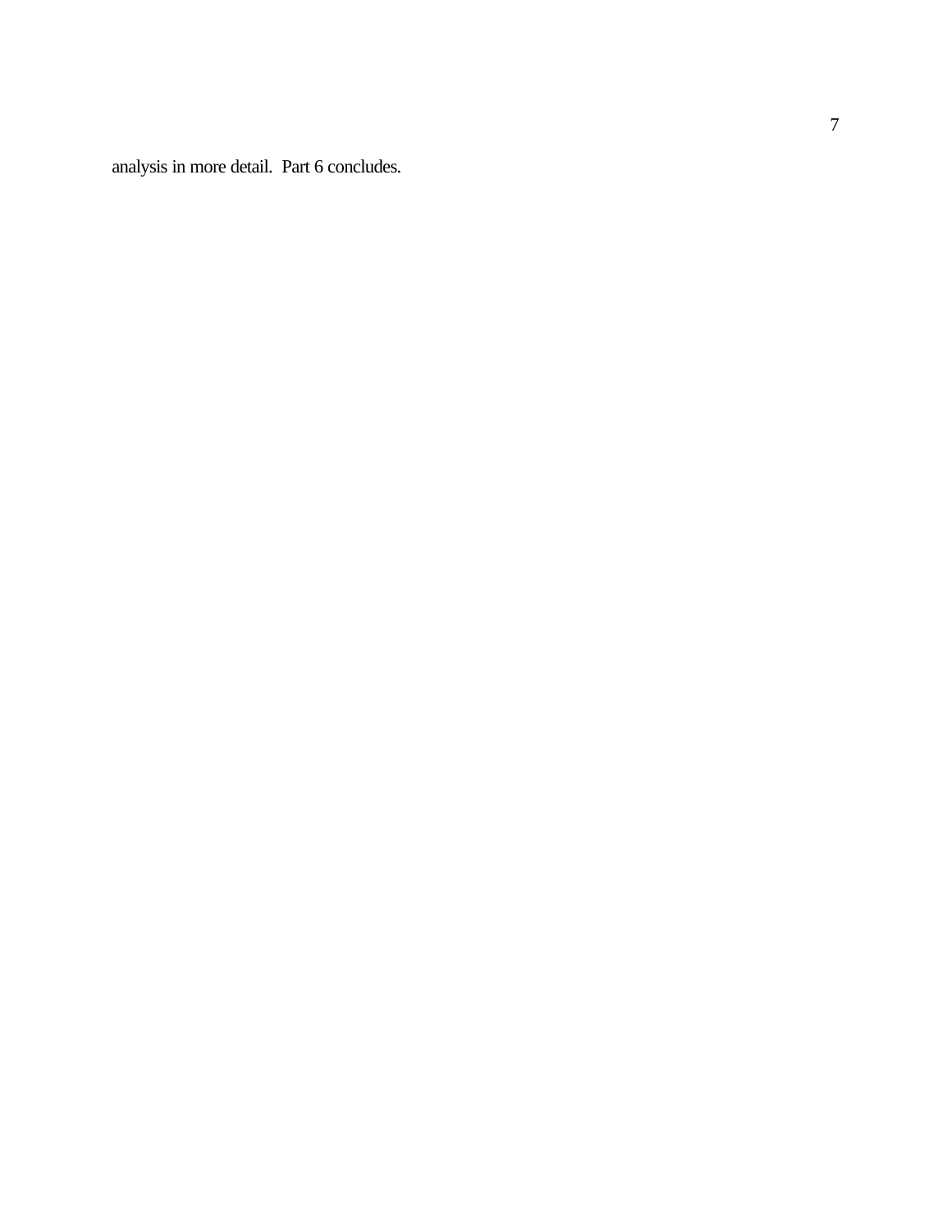analysis in more detail.  Part 6 concludes.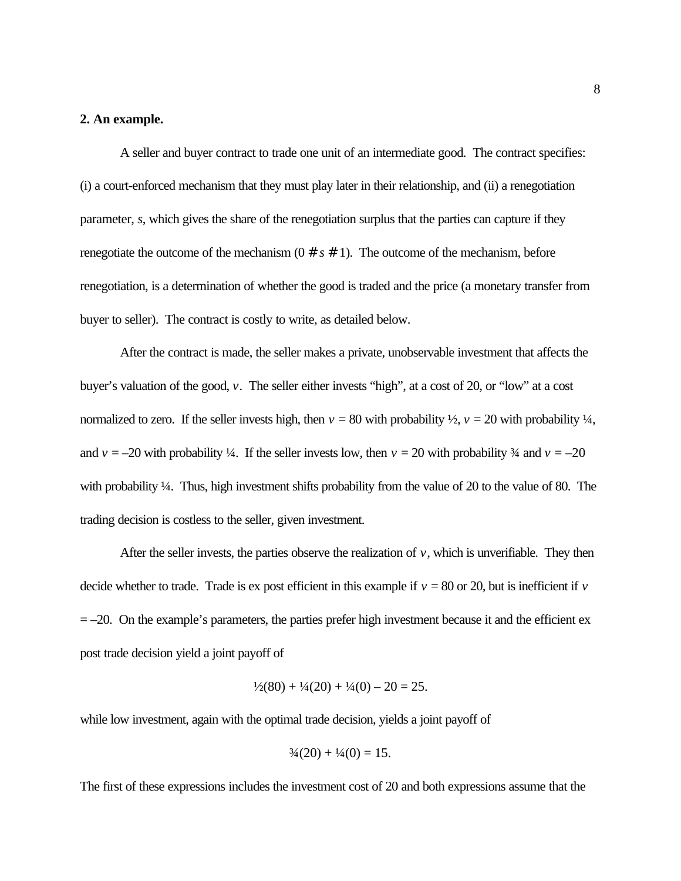## 2. An example.

A seller and buyer contract to trade one unit of an intermediate good. The contract specifies: (i) a court-enforced mechanism that they must play later in their relationship, and (ii) a renegotiation parameter, *s*, which gives the share of the renegotiation surplus that the parties can capture if they renegotiate the outcome of the mechanism ($0 \leq s \leq 1$). The outcome of the mechanism, before renegotiation, is a determination of whether the good is traded and the price (a monetary transfer from buyer to seller). The contract is costly to write, as detailed below.

After the contract is made, the seller makes a private, unobservable investment that affects the buyer's valuation of the good, $v$. The seller either invests "high", at a cost of 20, or "low" at a cost normalized to zero. If the seller invests high, then $v = 80$ with probability ½, $v = 20$ with probability ¼, and $v = -20$ with probability ¼. If the seller invests low, then $v = 20$ with probability ¾ and $v = -20$ with probability ¼. Thus, high investment shifts probability from the value of 20 to the value of 80. The trading decision is costless to the seller, given investment.

After the seller invests, the parties observe the realization of $v$, which is unverifiable. They then decide whether to trade. Trade is ex post efficient in this example if $v = 80$ or 20, but is inefficient if $v = -20$. On the example's parameters, the parties prefer high investment because it and the efficient ex post trade decision yield a joint payoff of

$$\tfrac{1}{2}(80) + \tfrac{1}{4}(20) + \tfrac{1}{4}(0) - 20 = 25.$$

while low investment, again with the optimal trade decision, yields a joint payoff of

$$\tfrac{3}{4}(20) + \tfrac{1}{4}(0) = 15.$$

The first of these expressions includes the investment cost of 20 and both expressions assume that the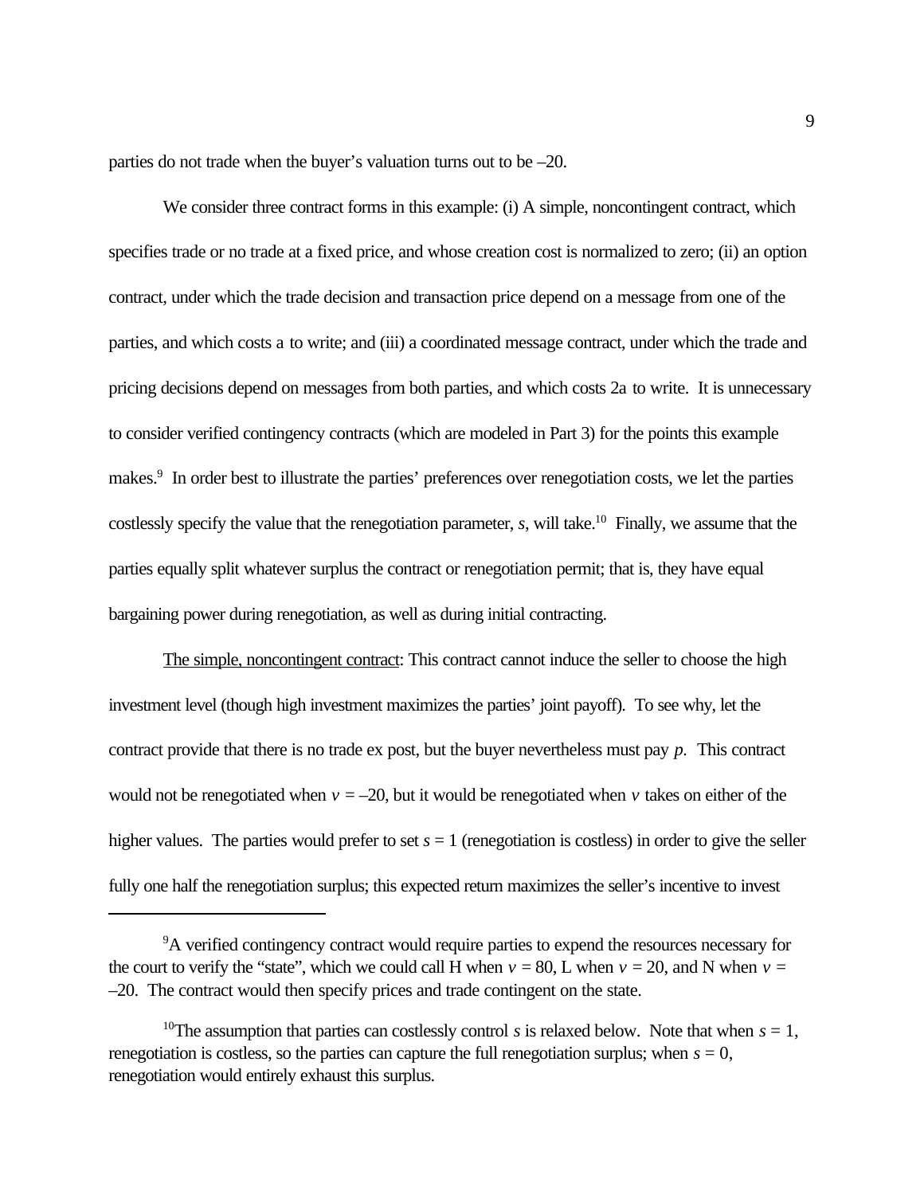parties do not trade when the buyer's valuation turns out to be –20.

We consider three contract forms in this example: (i) A simple, noncontingent contract, which specifies trade or no trade at a fixed price, and whose creation cost is normalized to zero; (ii) an option contract, under which the trade decision and transaction price depend on a message from one of the parties, and which costs a to write; and (iii) a coordinated message contract, under which the trade and pricing decisions depend on messages from both parties, and which costs 2a to write. It is unnecessary to consider verified contingency contracts (which are modeled in Part 3) for the points this example makes.[9] In order best to illustrate the parties' preferences over renegotiation costs, we let the parties costlessly specify the value that the renegotiation parameter, $s$, will take.[10] Finally, we assume that the parties equally split whatever surplus the contract or renegotiation permit; that is, they have equal bargaining power during renegotiation, as well as during initial contracting.

<u>The simple, noncontingent contract</u>: This contract cannot induce the seller to choose the high investment level (though high investment maximizes the parties' joint payoff). To see why, let the contract provide that there is no trade ex post, but the buyer nevertheless must pay $p$. This contract would not be renegotiated when $v = -20$, but it would be renegotiated when $v$ takes on either of the higher values. The parties would prefer to set $s = 1$ (renegotiation is costless) in order to give the seller fully one half the renegotiation surplus; this expected return maximizes the seller's incentive to invest

[9]A verified contingency contract would require parties to expend the resources necessary for the court to verify the "state", which we could call H when $v = 80$, L when $v = 20$, and N when $v = -20$. The contract would then specify prices and trade contingent on the state.

[10]The assumption that parties can costlessly control $s$ is relaxed below. Note that when $s = 1$, renegotiation is costless, so the parties can capture the full renegotiation surplus; when $s = 0$, renegotiation would entirely exhaust this surplus.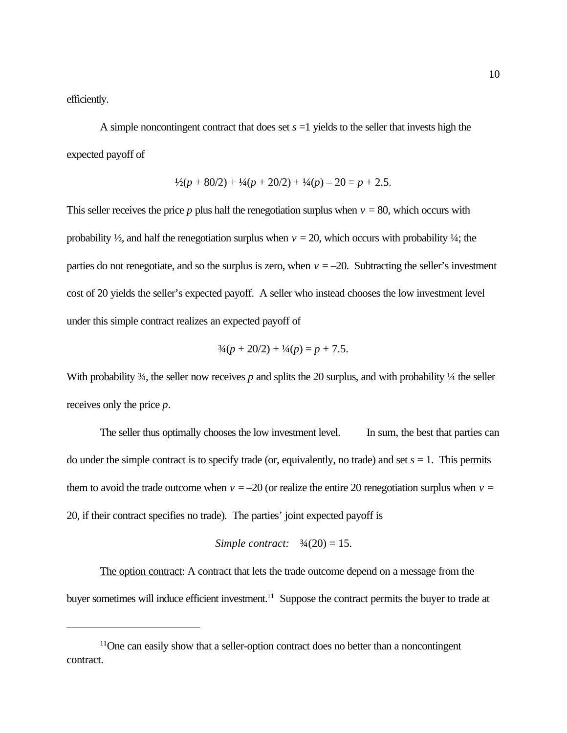efficiently.

A simple noncontingent contract that does set $s = 1$ yields to the seller that invests high the expected payoff of

$$\tfrac{1}{2}(p + 80/2) + \tfrac{1}{4}(p + 20/2) + \tfrac{1}{4}(p) - 20 = p + 2.5.$$

This seller receives the price $p$ plus half the renegotiation surplus when $v = 80$, which occurs with probability ½, and half the renegotiation surplus when $v = 20$, which occurs with probability ¼; the parties do not renegotiate, and so the surplus is zero, when $v = -20$. Subtracting the seller's investment cost of 20 yields the seller's expected payoff. A seller who instead chooses the low investment level under this simple contract realizes an expected payoff of

$$\tfrac{3}{4}(p + 20/2) + \tfrac{1}{4}(p) = p + 7.5.$$

With probability ¾, the seller now receives $p$ and splits the 20 surplus, and with probability ¼ the seller receives only the price $p$.

The seller thus optimally chooses the low investment level. In sum, the best that parties can do under the simple contract is to specify trade (or, equivalently, no trade) and set $s = 1$. This permits them to avoid the trade outcome when $v = -20$ (or realize the entire 20 renegotiation surplus when $v = 20$, if their contract specifies no trade). The parties' joint expected payoff is

$$\textit{Simple contract:} \quad \tfrac{3}{4}(20) = 15.$$

<u>The option contract</u>: A contract that lets the trade outcome depend on a message from the buyer sometimes will induce efficient investment.[11] Suppose the contract permits the buyer to trade at

---

[11] One can easily show that a seller-option contract does no better than a noncontingent contract.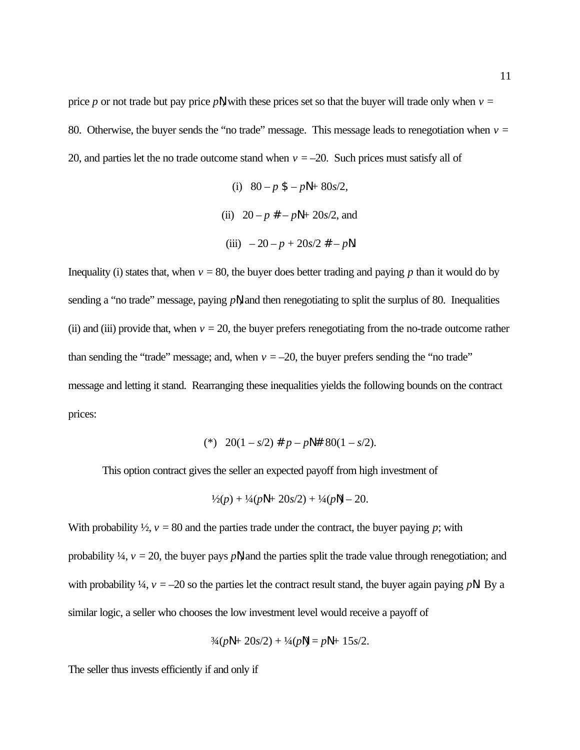price $p$ or not trade but pay price $p'$, with these prices set so that the buyer will trade only when $v$ = 80. Otherwise, the buyer sends the "no trade" message. This message leads to renegotiation when $v$ = 20, and parties let the no trade outcome stand when $v$ = –20. Such prices must satisfy all of

$$\text{(i)} \quad 80 - p \geq -p' + 80s/2,$$

$$\text{(ii)} \quad 20 - p \leq -p' + 20s/2, \text{ and}$$

$$\text{(iii)} \quad -20 - p + 20s/2 \leq -p'.$$

Inequality (i) states that, when $v$ = 80, the buyer does better trading and paying $p$ than it would do by sending a "no trade" message, paying $p'$, and then renegotiating to split the surplus of 80. Inequalities (ii) and (iii) provide that, when $v$ = 20, the buyer prefers renegotiating from the no-trade outcome rather than sending the "trade" message; and, when $v$ = –20, the buyer prefers sending the "no trade" message and letting it stand. Rearranging these inequalities yields the following bounds on the contract prices:

$$(*) \quad 20(1 - s/2) \leq p - p' \leq 80(1 - s/2).$$

This option contract gives the seller an expected payoff from high investment of

$$½(p) + ¼(p' + 20s/2) + ¼(p') - 20.$$

With probability ½, $v$ = 80 and the parties trade under the contract, the buyer paying $p$; with probability ¼, $v$ = 20, the buyer pays $p'$, and the parties split the trade value through renegotiation; and with probability ¼, $v$ = –20 so the parties let the contract result stand, the buyer again paying $p'$. By a similar logic, a seller who chooses the low investment level would receive a payoff of

$$¾(p' + 20s/2) + ¼(p') = p' + 15s/2.$$

The seller thus invests efficiently if and only if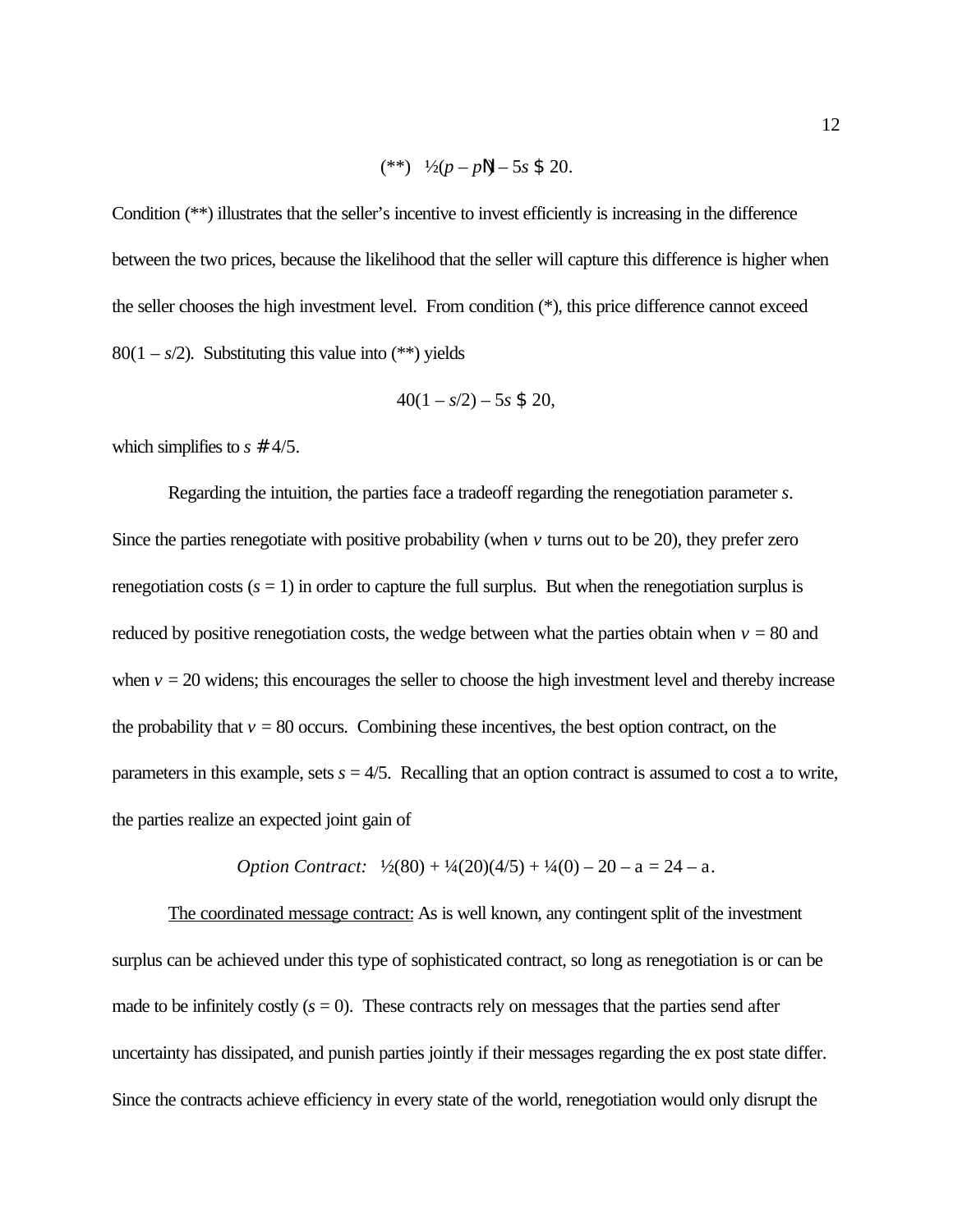$$(**) \quad \tfrac{1}{2}(p - p') - 5s \geq 20.$$

Condition (**) illustrates that the seller's incentive to invest efficiently is increasing in the difference between the two prices, because the likelihood that the seller will capture this difference is higher when the seller chooses the high investment level. From condition (*), this price difference cannot exceed $80(1 - s/2)$. Substituting this value into (**) yields

$$40(1 - s/2) - 5s \geq 20,$$

which simplifies to $s \leq 4/5$.

Regarding the intuition, the parties face a tradeoff regarding the renegotiation parameter $s$. Since the parties renegotiate with positive probability (when $v$ turns out to be 20), they prefer zero renegotiation costs ($s = 1$) in order to capture the full surplus. But when the renegotiation surplus is reduced by positive renegotiation costs, the wedge between what the parties obtain when $v = 80$ and when $v = 20$ widens; this encourages the seller to choose the high investment level and thereby increase the probability that $v = 80$ occurs. Combining these incentives, the best option contract, on the parameters in this example, sets $s = 4/5$. Recalling that an option contract is assumed to cost $\alpha$ to write, the parties realize an expected joint gain of

$$\textit{Option Contract:} \quad \tfrac{1}{2}(80) + \tfrac{1}{4}(20)(4/5) + \tfrac{1}{4}(0) - 20 - \alpha = 24 - \alpha.$$

<u>The coordinated message contract:</u> As is well known, any contingent split of the investment surplus can be achieved under this type of sophisticated contract, so long as renegotiation is or can be made to be infinitely costly ($s = 0$). These contracts rely on messages that the parties send after uncertainty has dissipated, and punish parties jointly if their messages regarding the ex post state differ. Since the contracts achieve efficiency in every state of the world, renegotiation would only disrupt the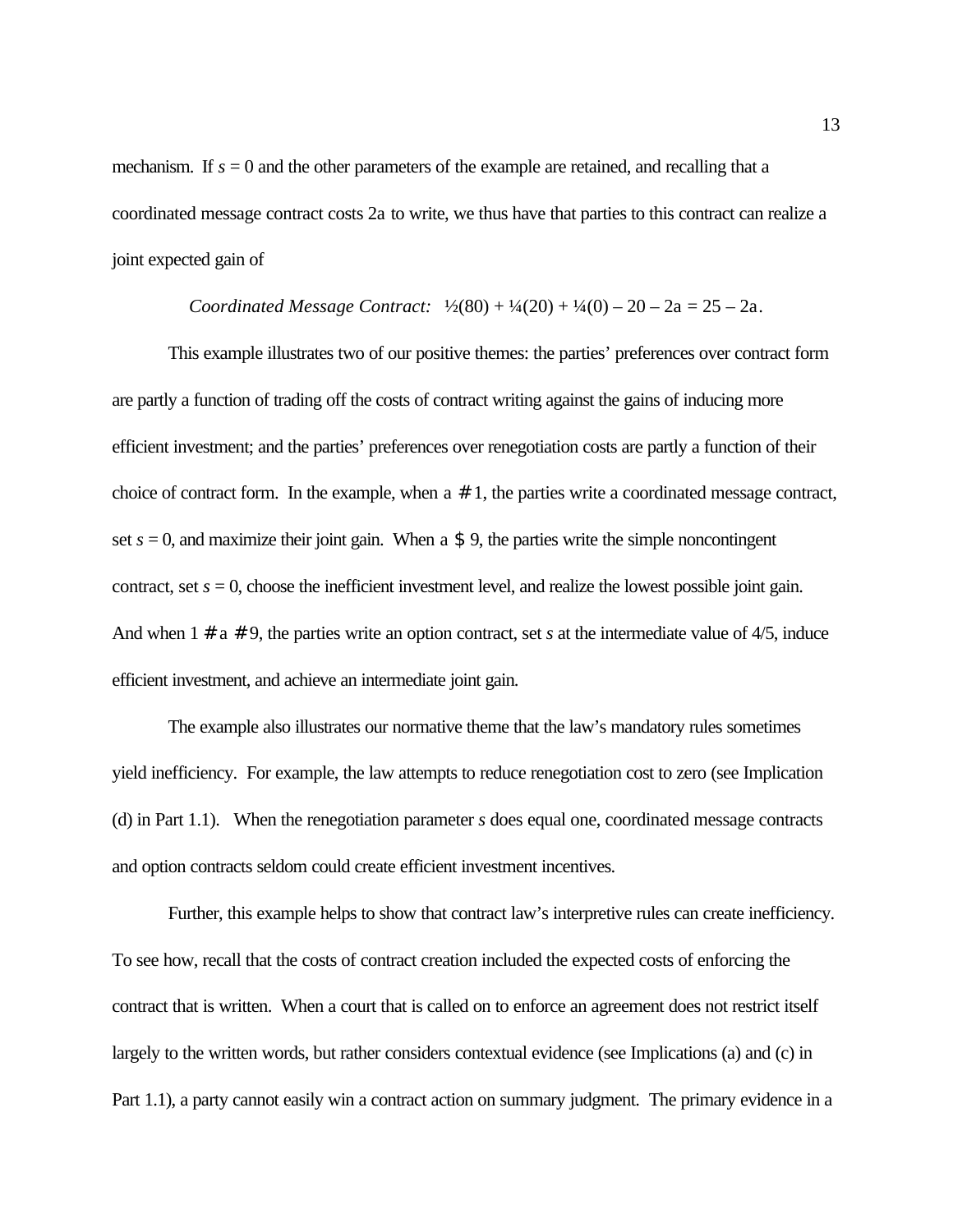mechanism. If $s = 0$ and the other parameters of the example are retained, and recalling that a coordinated message contract costs $2a$ to write, we thus have that parties to this contract can realize a joint expected gain of

$$\textit{Coordinated Message Contract:} \quad \tfrac{1}{2}(80) + \tfrac{1}{4}(20) + \tfrac{1}{4}(0) - 20 - 2a = 25 - 2a.$$

This example illustrates two of our positive themes: the parties' preferences over contract form are partly a function of trading off the costs of contract writing against the gains of inducing more efficient investment; and the parties' preferences over renegotiation costs are partly a function of their choice of contract form. In the example, when $a \leq 1$, the parties write a coordinated message contract, set $s = 0$, and maximize their joint gain. When $a \geq 9$, the parties write the simple noncontingent contract, set $s = 0$, choose the inefficient investment level, and realize the lowest possible joint gain. And when $1 \leq a \leq 9$, the parties write an option contract, set $s$ at the intermediate value of 4/5, induce efficient investment, and achieve an intermediate joint gain.

The example also illustrates our normative theme that the law's mandatory rules sometimes yield inefficiency. For example, the law attempts to reduce renegotiation cost to zero (see Implication (d) in Part 1.1). When the renegotiation parameter $s$ does equal one, coordinated message contracts and option contracts seldom could create efficient investment incentives.

Further, this example helps to show that contract law's interpretive rules can create inefficiency. To see how, recall that the costs of contract creation included the expected costs of enforcing the contract that is written. When a court that is called on to enforce an agreement does not restrict itself largely to the written words, but rather considers contextual evidence (see Implications (a) and (c) in Part 1.1), a party cannot easily win a contract action on summary judgment. The primary evidence in a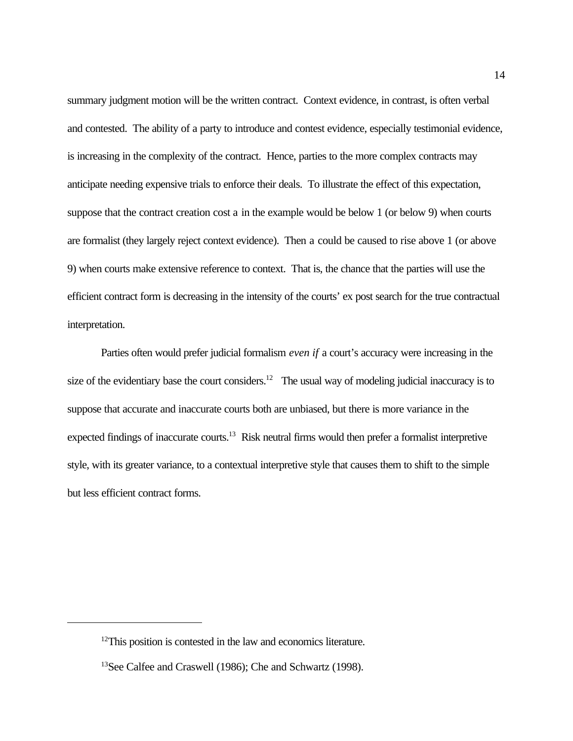summary judgment motion will be the written contract. Context evidence, in contrast, is often verbal and contested. The ability of a party to introduce and contest evidence, especially testimonial evidence, is increasing in the complexity of the contract. Hence, parties to the more complex contracts may anticipate needing expensive trials to enforce their deals. To illustrate the effect of this expectation, suppose that the contract creation cost $a$ in the example would be below 1 (or below 9) when courts are formalist (they largely reject context evidence). Then $a$ could be caused to rise above 1 (or above 9) when courts make extensive reference to context. That is, the chance that the parties will use the efficient contract form is decreasing in the intensity of the courts' ex post search for the true contractual interpretation.

Parties often would prefer judicial formalism *even if* a court's accuracy were increasing in the size of the evidentiary base the court considers.[12] The usual way of modeling judicial inaccuracy is to suppose that accurate and inaccurate courts both are unbiased, but there is more variance in the expected findings of inaccurate courts.[13] Risk neutral firms would then prefer a formalist interpretive style, with its greater variance, to a contextual interpretive style that causes them to shift to the simple but less efficient contract forms.

---

[12] This position is contested in the law and economics literature.

[13] See Calfee and Craswell (1986); Che and Schwartz (1998).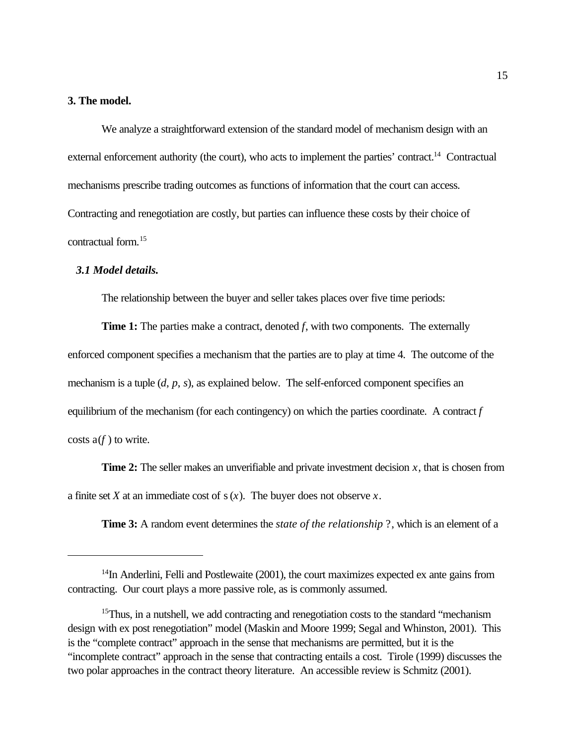## 3. The model.

We analyze a straightforward extension of the standard model of mechanism design with an external enforcement authority (the court), who acts to implement the parties' contract.[14] Contractual mechanisms prescribe trading outcomes as functions of information that the court can access. Contracting and renegotiation are costly, but parties can influence these costs by their choice of contractual form.[15]

### *3.1 Model details.*

The relationship between the buyer and seller takes places over five time periods:

**Time 1:** The parties make a contract, denoted $f$, with two components. The externally enforced component specifies a mechanism that the parties are to play at time 4. The outcome of the mechanism is a tuple $(d, p, s)$, as explained below. The self-enforced component specifies an equilibrium of the mechanism (for each contingency) on which the parties coordinate. A contract $f$ costs $a(f)$ to write.

**Time 2:** The seller makes an unverifiable and private investment decision $x$, that is chosen from a finite set $X$ at an immediate cost of $s(x)$. The buyer does not observe $x$.

**Time 3:** A random event determines the *state of the relationship* ?, which is an element of a

[14] In Anderlini, Felli and Postlewaite (2001), the court maximizes expected ex ante gains from contracting. Our court plays a more passive role, as is commonly assumed.

[15] Thus, in a nutshell, we add contracting and renegotiation costs to the standard "mechanism design with ex post renegotiation" model (Maskin and Moore 1999; Segal and Whinston, 2001). This is the "complete contract" approach in the sense that mechanisms are permitted, but it is the "incomplete contract" approach in the sense that contracting entails a cost. Tirole (1999) discusses the two polar approaches in the contract theory literature. An accessible review is Schmitz (2001).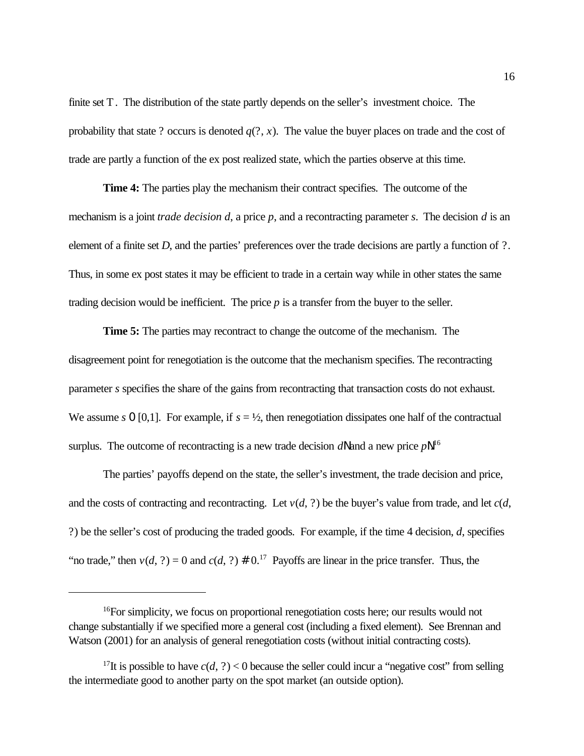finite set $\Theta$. The distribution of the state partly depends on the seller's investment choice. The probability that state $\theta$ occurs is denoted $q(\theta, x)$. The value the buyer places on trade and the cost of trade are partly a function of the ex post realized state, which the parties observe at this time.

**Time 4:** The parties play the mechanism their contract specifies. The outcome of the mechanism is a joint *trade decision* $d$, a price $p$, and a recontracting parameter $s$. The decision $d$ is an element of a finite set $D$, and the parties' preferences over the trade decisions are partly a function of $\theta$. Thus, in some ex post states it may be efficient to trade in a certain way while in other states the same trading decision would be inefficient. The price $p$ is a transfer from the buyer to the seller.

**Time 5:** The parties may recontract to change the outcome of the mechanism. The disagreement point for renegotiation is the outcome that the mechanism specifies. The recontracting parameter $s$ specifies the share of the gains from recontracting that transaction costs do not exhaust. We assume $s \in [0,1]$. For example, if $s = ½$, then renegotiation dissipates one half of the contractual surplus. The outcome of recontracting is a new trade decision $d'$ and a new price $p'$.[16]

The parties' payoffs depend on the state, the seller's investment, the trade decision and price, and the costs of contracting and recontracting. Let $v(d, \theta)$ be the buyer's value from trade, and let $c(d, \theta)$ be the seller's cost of producing the traded goods. For example, if the time 4 decision, $d$, specifies "no trade," then $v(d, \theta) = 0$ and $c(d, \theta) \leq 0$.[17] Payoffs are linear in the price transfer. Thus, the

---

[16]For simplicity, we focus on proportional renegotiation costs here; our results would not change substantially if we specified more a general cost (including a fixed element). See Brennan and Watson (2001) for an analysis of general renegotiation costs (without initial contracting costs).

[17]It is possible to have $c(d, \theta) < 0$ because the seller could incur a "negative cost" from selling the intermediate good to another party on the spot market (an outside option).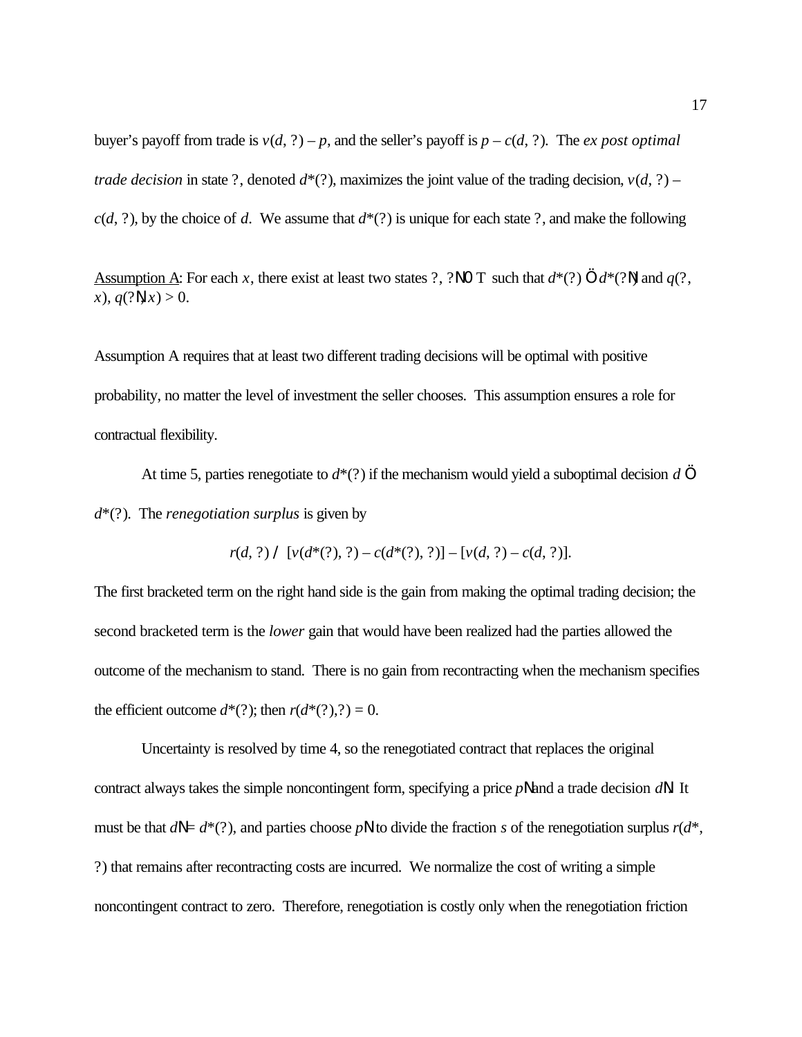buyer's payoff from trade is $v(d, \theta) - p$, and the seller's payoff is $p - c(d, \theta)$. The *ex post optimal trade decision* in state $\theta$, denoted $d^*(\theta)$, maximizes the joint value of the trading decision, $v(d, \theta) - c(d, \theta)$, by the choice of $d$. We assume that $d^*(\theta)$ is unique for each state $\theta$, and make the following

Assumption A: For each $x$, there exist at least two states $\theta$, $\theta' \in \Theta$ such that $d^*(\theta) \neq d^*(\theta')$ and $q(\theta, x)$, $q(\theta', x) > 0$.

Assumption A requires that at least two different trading decisions will be optimal with positive probability, no matter the level of investment the seller chooses. This assumption ensures a role for contractual flexibility.

At time 5, parties renegotiate to $d^*(\theta)$ if the mechanism would yield a suboptimal decision $d \neq d^*(\theta)$. The *renegotiation surplus* is given by

$$r(d, \theta) \equiv [v(d^*(\theta), \theta) - c(d^*(\theta), \theta)] - [v(d, \theta) - c(d, \theta)].$$

The first bracketed term on the right hand side is the gain from making the optimal trading decision; the second bracketed term is the *lower* gain that would have been realized had the parties allowed the outcome of the mechanism to stand. There is no gain from recontracting when the mechanism specifies the efficient outcome $d^*(\theta)$; then $r(d^*(\theta), \theta) = 0$.

Uncertainty is resolved by time 4, so the renegotiated contract that replaces the original contract always takes the simple noncontingent form, specifying a price $p'$ and a trade decision $d'$. It must be that $d' = d^*(\theta)$, and parties choose $p'$ to divide the fraction $s$ of the renegotiation surplus $r(d^*, \theta)$ that remains after recontracting costs are incurred. We normalize the cost of writing a simple noncontingent contract to zero. Therefore, renegotiation is costly only when the renegotiation friction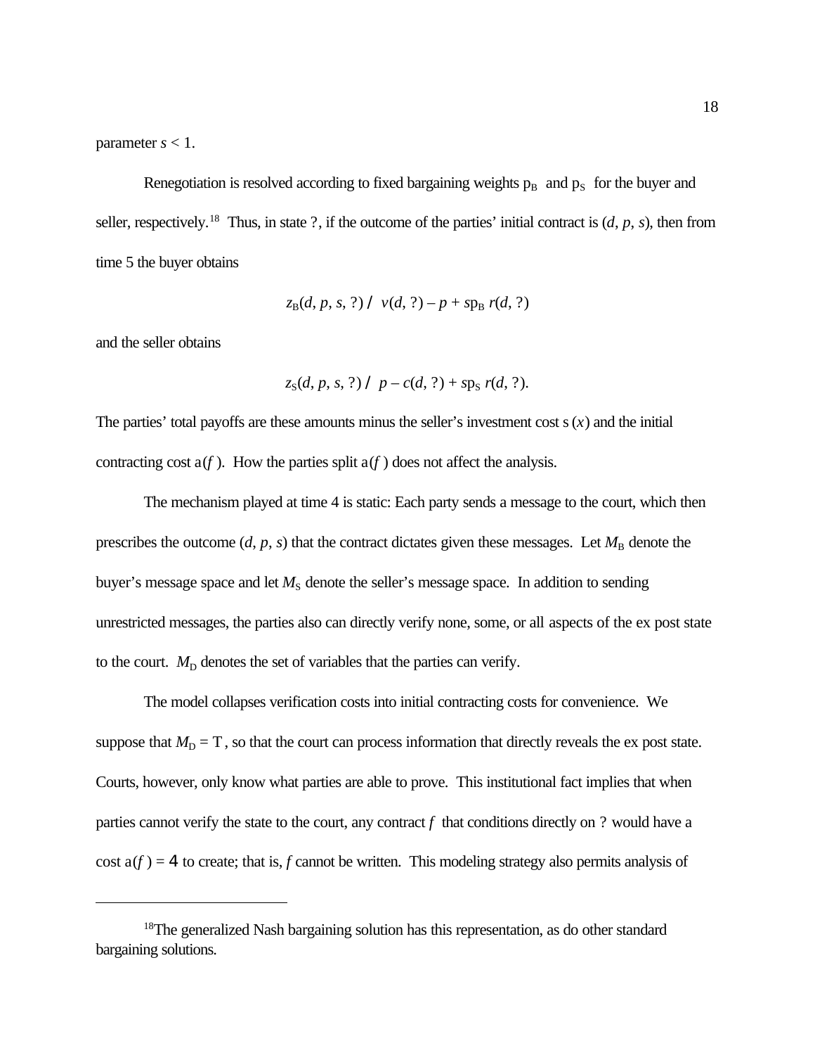parameter $s < 1$.

Renegotiation is resolved according to fixed bargaining weights $\pi_B$ and $\pi_S$ for the buyer and seller, respectively.[18] Thus, in state $\theta$, if the outcome of the parties' initial contract is $(d, p, s)$, then from time 5 the buyer obtains

$$z_B(d, p, s, \theta) \equiv v(d, \theta) - p + s\pi_B\, r(d, \theta)$$

and the seller obtains

$$z_S(d, p, s, \theta) \equiv p - c(d, \theta) + s\pi_S\, r(d, \theta).$$

The parties' total payoffs are these amounts minus the seller's investment cost $\sigma(x)$ and the initial contracting cost $\alpha(f)$. How the parties split $\alpha(f)$ does not affect the analysis.

The mechanism played at time 4 is static: Each party sends a message to the court, which then prescribes the outcome $(d, p, s)$ that the contract dictates given these messages. Let $M_B$ denote the buyer's message space and let $M_S$ denote the seller's message space. In addition to sending unrestricted messages, the parties also can directly verify none, some, or all aspects of the ex post state to the court. $M_D$ denotes the set of variables that the parties can verify.

The model collapses verification costs into initial contracting costs for convenience. We suppose that $M_D = \Theta$, so that the court can process information that directly reveals the ex post state. Courts, however, only know what parties are able to prove. This institutional fact implies that when parties cannot verify the state to the court, any contract $f$ that conditions directly on $\theta$ would have a cost $\alpha(f) = \infty$ to create; that is, $f$ cannot be written. This modeling strategy also permits analysis of

---

[18] The generalized Nash bargaining solution has this representation, as do other standard bargaining solutions.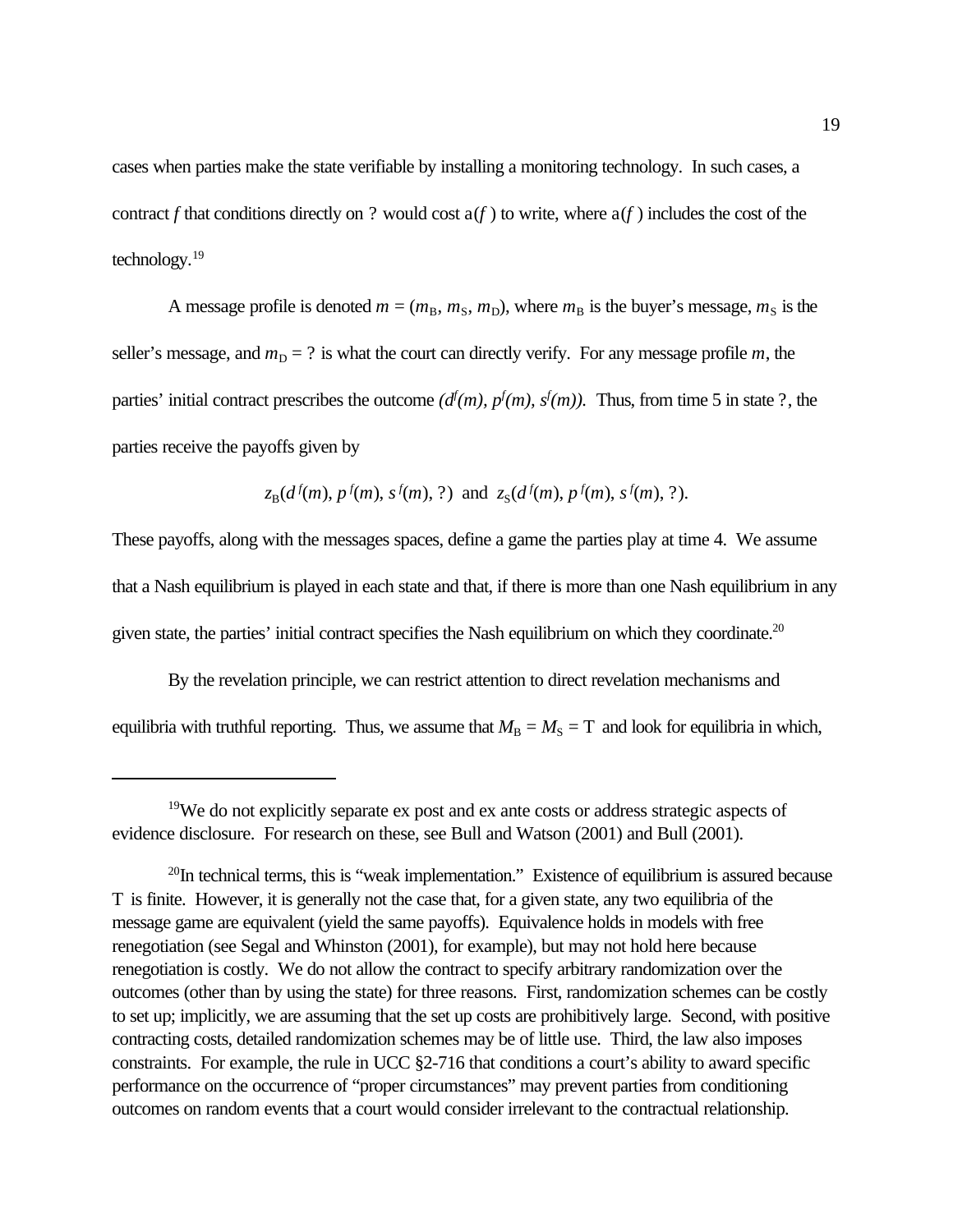cases when parties make the state verifiable by installing a monitoring technology. In such cases, a contract $f$ that conditions directly on ? would cost $a(f)$ to write, where $a(f)$ includes the cost of the technology.[19]

A message profile is denoted $m = (m_B, m_S, m_D)$, where $m_B$ is the buyer's message, $m_S$ is the seller's message, and $m_D$ = ? is what the court can directly verify. For any message profile $m$, the parties' initial contract prescribes the outcome $(d^f(m), p^f(m), s^f(m))$. Thus, from time 5 in state ?, the parties receive the payoffs given by

$$z_B(d^f(m), p^f(m), s^f(m), ?) \text{ and } z_S(d^f(m), p^f(m), s^f(m), ?).$$

These payoffs, along with the messages spaces, define a game the parties play at time 4. We assume that a Nash equilibrium is played in each state and that, if there is more than one Nash equilibrium in any given state, the parties' initial contract specifies the Nash equilibrium on which they coordinate.[20]

By the revelation principle, we can restrict attention to direct revelation mechanisms and equilibria with truthful reporting. Thus, we assume that $M_B = M_S = T$ and look for equilibria in which,

---

[19]We do not explicitly separate ex post and ex ante costs or address strategic aspects of evidence disclosure. For research on these, see Bull and Watson (2001) and Bull (2001).

[20]In technical terms, this is "weak implementation." Existence of equilibrium is assured because T is finite. However, it is generally not the case that, for a given state, any two equilibria of the message game are equivalent (yield the same payoffs). Equivalence holds in models with free renegotiation (see Segal and Whinston (2001), for example), but may not hold here because renegotiation is costly. We do not allow the contract to specify arbitrary randomization over the outcomes (other than by using the state) for three reasons. First, randomization schemes can be costly to set up; implicitly, we are assuming that the set up costs are prohibitively large. Second, with positive contracting costs, detailed randomization schemes may be of little use. Third, the law also imposes constraints. For example, the rule in UCC §2-716 that conditions a court's ability to award specific performance on the occurrence of "proper circumstances" may prevent parties from conditioning outcomes on random events that a court would consider irrelevant to the contractual relationship.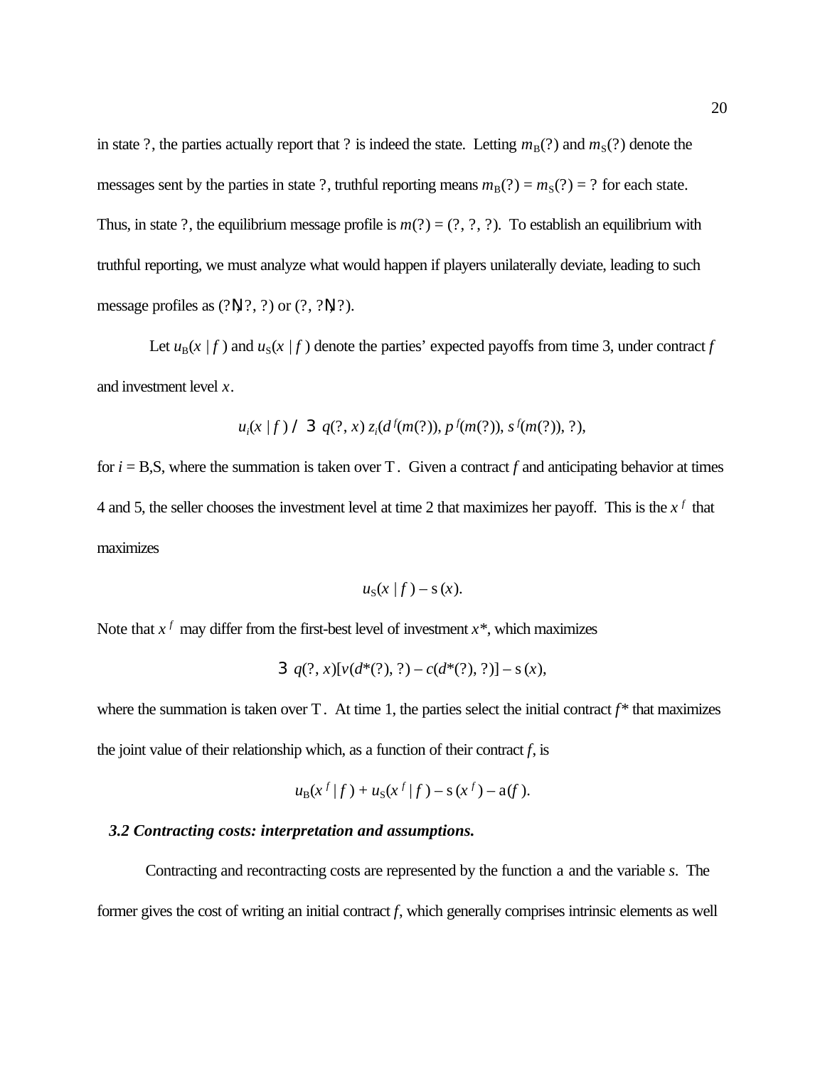in state ?, the parties actually report that ? is indeed the state. Letting $m_B(?)$ and $m_S(?)$ denote the messages sent by the parties in state ?, truthful reporting means $m_B(?) = m_S(?) = ?$ for each state. Thus, in state ?, the equilibrium message profile is $m(?) = (?, ?, ?)$. To establish an equilibrium with truthful reporting, we must analyze what would happen if players unilaterally deviate, leading to such message profiles as (?N, ?, ?) or (?, ?N, ?).

Let $u_B(x \mid f)$ and $u_S(x \mid f)$ denote the parties' expected payoffs from time 3, under contract $f$ and investment level $x$.

$$u_i(x \mid f) / 3\; q(?, x)\, z_i(d^f(m(?)), p^f(m(?)), s^f(m(?)), ?),$$

for $i = $ B,S, where the summation is taken over T. Given a contract $f$ and anticipating behavior at times 4 and 5, the seller chooses the investment level at time 2 that maximizes her payoff. This is the $x^f$ that maximizes

$$u_S(x \mid f) - s(x).$$

Note that $x^f$ may differ from the first-best level of investment $x^*$, which maximizes

$$3\; q(?, x)[v(d^*(?), ?) - c(d^*(?), ?)] - s(x),$$

where the summation is taken over T. At time 1, the parties select the initial contract $f^*$ that maximizes the joint value of their relationship which, as a function of their contract $f$, is

$$u_B(x^f \mid f) + u_S(x^f \mid f) - s(x^f) - a(f).$$

### *3.2 Contracting costs: interpretation and assumptions.*

Contracting and recontracting costs are represented by the function a and the variable $s$. The former gives the cost of writing an initial contract $f$, which generally comprises intrinsic elements as well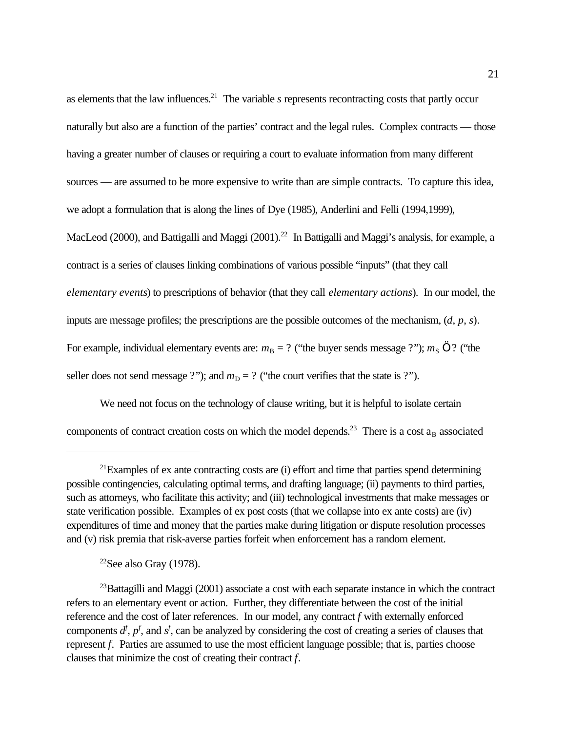as elements that the law influences.[21] The variable *s* represents recontracting costs that partly occur naturally but also are a function of the parties' contract and the legal rules. Complex contracts — those having a greater number of clauses or requiring a court to evaluate information from many different sources — are assumed to be more expensive to write than are simple contracts. To capture this idea, we adopt a formulation that is along the lines of Dye (1985), Anderlini and Felli (1994,1999), MacLeod (2000), and Battigalli and Maggi (2001).[22] In Battigalli and Maggi's analysis, for example, a contract is a series of clauses linking combinations of various possible "inputs" (that they call *elementary events*) to prescriptions of behavior (that they call *elementary actions*). In our model, the inputs are message profiles; the prescriptions are the possible outcomes of the mechanism, $(d, p, s)$. For example, individual elementary events are: $m_B = ?$ ("the buyer sends message ?"); $m_S$ Ö ? ("the seller does not send message ?"); and $m_D = ?$ ("the court verifies that the state is ?").

We need not focus on the technology of clause writing, but it is helpful to isolate certain components of contract creation costs on which the model depends.[23] There is a cost $a_B$ associated

---

[21]Examples of ex ante contracting costs are (i) effort and time that parties spend determining possible contingencies, calculating optimal terms, and drafting language; (ii) payments to third parties, such as attorneys, who facilitate this activity; and (iii) technological investments that make messages or state verification possible. Examples of ex post costs (that we collapse into ex ante costs) are (iv) expenditures of time and money that the parties make during litigation or dispute resolution processes and (v) risk premia that risk-averse parties forfeit when enforcement has a random element.

[22]See also Gray (1978).

[23]Battagilli and Maggi (2001) associate a cost with each separate instance in which the contract refers to an elementary event or action. Further, they differentiate between the cost of the initial reference and the cost of later references. In our model, any contract *f* with externally enforced components $d^f$, $p^f$, and $s^f$, can be analyzed by considering the cost of creating a series of clauses that represent *f*. Parties are assumed to use the most efficient language possible; that is, parties choose clauses that minimize the cost of creating their contract *f*.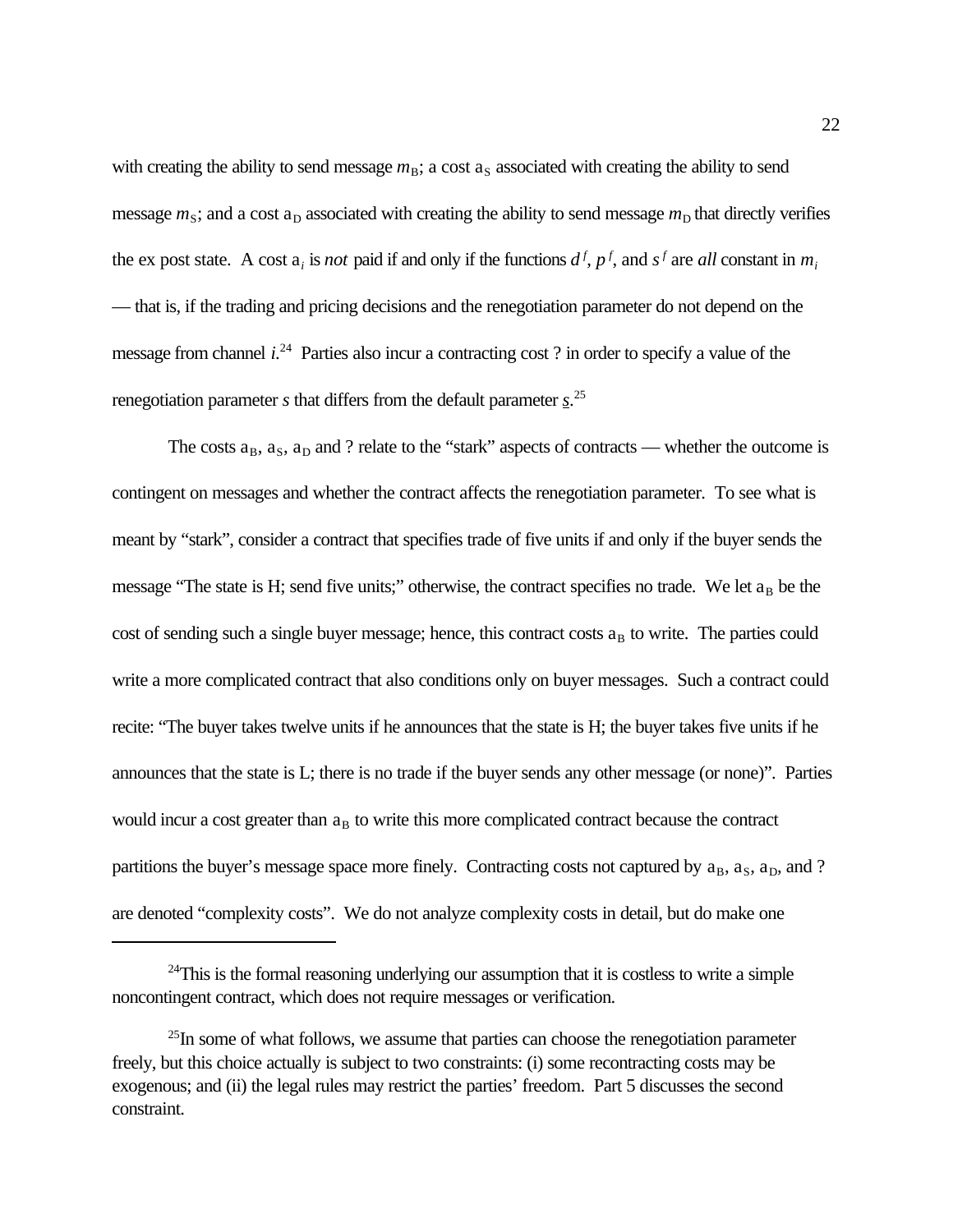with creating the ability to send message $m_B$; a cost $a_S$ associated with creating the ability to send message $m_S$; and a cost $a_D$ associated with creating the ability to send message $m_D$ that directly verifies the ex post state. A cost $a_i$ is *not* paid if and only if the functions $d^f$, $p^f$, and $s^f$ are *all* constant in $m_i$ — that is, if the trading and pricing decisions and the renegotiation parameter do not depend on the message from channel $i$.[24] Parties also incur a contracting cost ? in order to specify a value of the renegotiation parameter $s$ that differs from the default parameter $\underline{s}$.[25]

The costs $a_B$, $a_S$, $a_D$ and ? relate to the "stark" aspects of contracts — whether the outcome is contingent on messages and whether the contract affects the renegotiation parameter. To see what is meant by "stark", consider a contract that specifies trade of five units if and only if the buyer sends the message "The state is H; send five units;" otherwise, the contract specifies no trade. We let $a_B$ be the cost of sending such a single buyer message; hence, this contract costs $a_B$ to write. The parties could write a more complicated contract that also conditions only on buyer messages. Such a contract could recite: "The buyer takes twelve units if he announces that the state is H; the buyer takes five units if he announces that the state is L; there is no trade if the buyer sends any other message (or none)". Parties would incur a cost greater than $a_B$ to write this more complicated contract because the contract partitions the buyer's message space more finely. Contracting costs not captured by $a_B$, $a_S$, $a_D$, and ? are denoted "complexity costs". We do not analyze complexity costs in detail, but do make one

---

[24] This is the formal reasoning underlying our assumption that it is costless to write a simple noncontingent contract, which does not require messages or verification.

[25] In some of what follows, we assume that parties can choose the renegotiation parameter freely, but this choice actually is subject to two constraints: (i) some recontracting costs may be exogenous; and (ii) the legal rules may restrict the parties' freedom. Part 5 discusses the second constraint.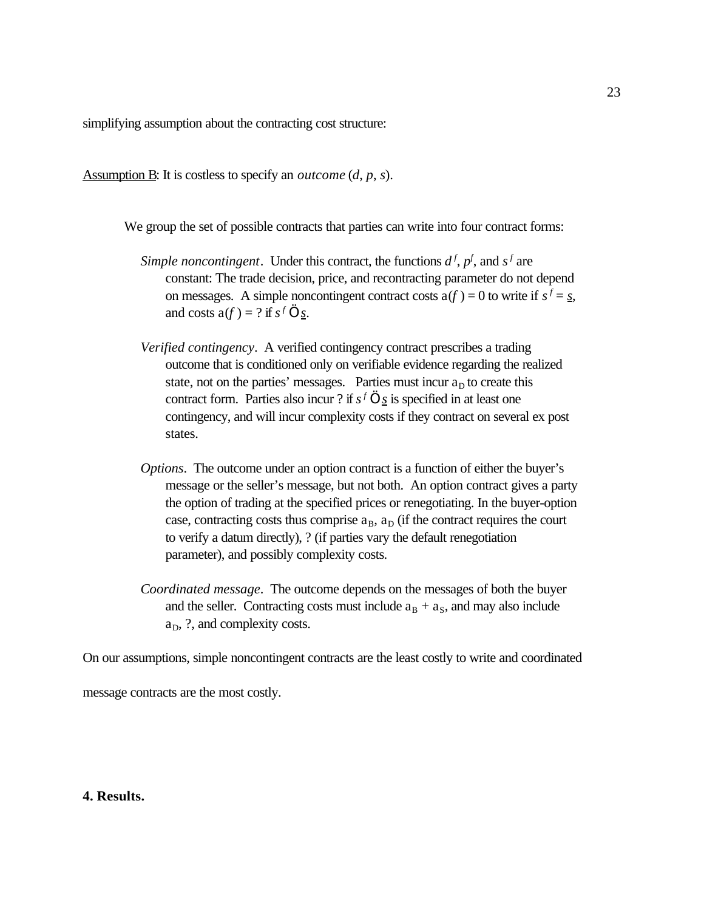simplifying assumption about the contracting cost structure:

Assumption B: It is costless to specify an *outcome* $(d, p, s)$.

We group the set of possible contracts that parties can write into four contract forms:

*Simple noncontingent*. Under this contract, the functions $d^f$, $p^f$, and $s^f$ are constant: The trade decision, price, and recontracting parameter do not depend on messages. A simple noncontingent contract costs $a(f) = 0$ to write if $s^f = \underline{s}$, and costs $a(f) = ?$ if $s^f$ Ö $\underline{s}$.

*Verified contingency*. A verified contingency contract prescribes a trading outcome that is conditioned only on verifiable evidence regarding the realized state, not on the parties' messages. Parties must incur $a_D$ to create this contract form. Parties also incur ? if $s^f$ Ö $\underline{s}$ is specified in at least one contingency, and will incur complexity costs if they contract on several ex post states.

*Options*. The outcome under an option contract is a function of either the buyer's message or the seller's message, but not both. An option contract gives a party the option of trading at the specified prices or renegotiating. In the buyer-option case, contracting costs thus comprise $a_B$, $a_D$ (if the contract requires the court to verify a datum directly), ? (if parties vary the default renegotiation parameter), and possibly complexity costs.

*Coordinated message*. The outcome depends on the messages of both the buyer and the seller. Contracting costs must include $a_B + a_S$, and may also include $a_D$, ?, and complexity costs.

On our assumptions, simple noncontingent contracts are the least costly to write and coordinated message contracts are the most costly.

## 4. Results.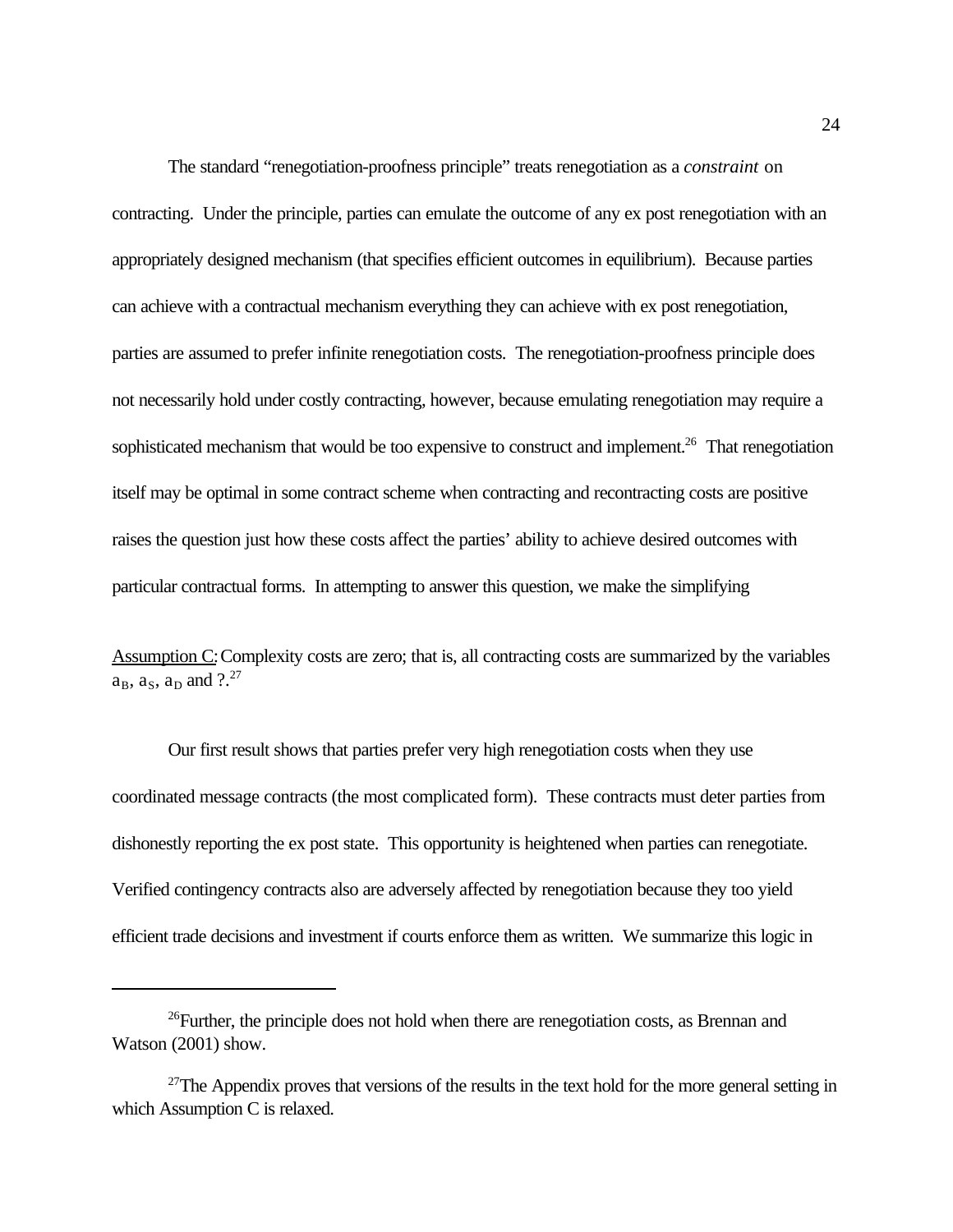The standard "renegotiation-proofness principle" treats renegotiation as a *constraint* on contracting. Under the principle, parties can emulate the outcome of any ex post renegotiation with an appropriately designed mechanism (that specifies efficient outcomes in equilibrium). Because parties can achieve with a contractual mechanism everything they can achieve with ex post renegotiation, parties are assumed to prefer infinite renegotiation costs. The renegotiation-proofness principle does not necessarily hold under costly contracting, however, because emulating renegotiation may require a sophisticated mechanism that would be too expensive to construct and implement.[26] That renegotiation itself may be optimal in some contract scheme when contracting and recontracting costs are positive raises the question just how these costs affect the parties' ability to achieve desired outcomes with particular contractual forms. In attempting to answer this question, we make the simplifying

<u>Assumption C</u>: Complexity costs are zero; that is, all contracting costs are summarized by the variables $a_B$, $a_S$, $a_D$ and ?.[27]

Our first result shows that parties prefer very high renegotiation costs when they use coordinated message contracts (the most complicated form). These contracts must deter parties from dishonestly reporting the ex post state. This opportunity is heightened when parties can renegotiate. Verified contingency contracts also are adversely affected by renegotiation because they too yield efficient trade decisions and investment if courts enforce them as written. We summarize this logic in

---

[26]Further, the principle does not hold when there are renegotiation costs, as Brennan and Watson (2001) show.

[27]The Appendix proves that versions of the results in the text hold for the more general setting in which Assumption C is relaxed.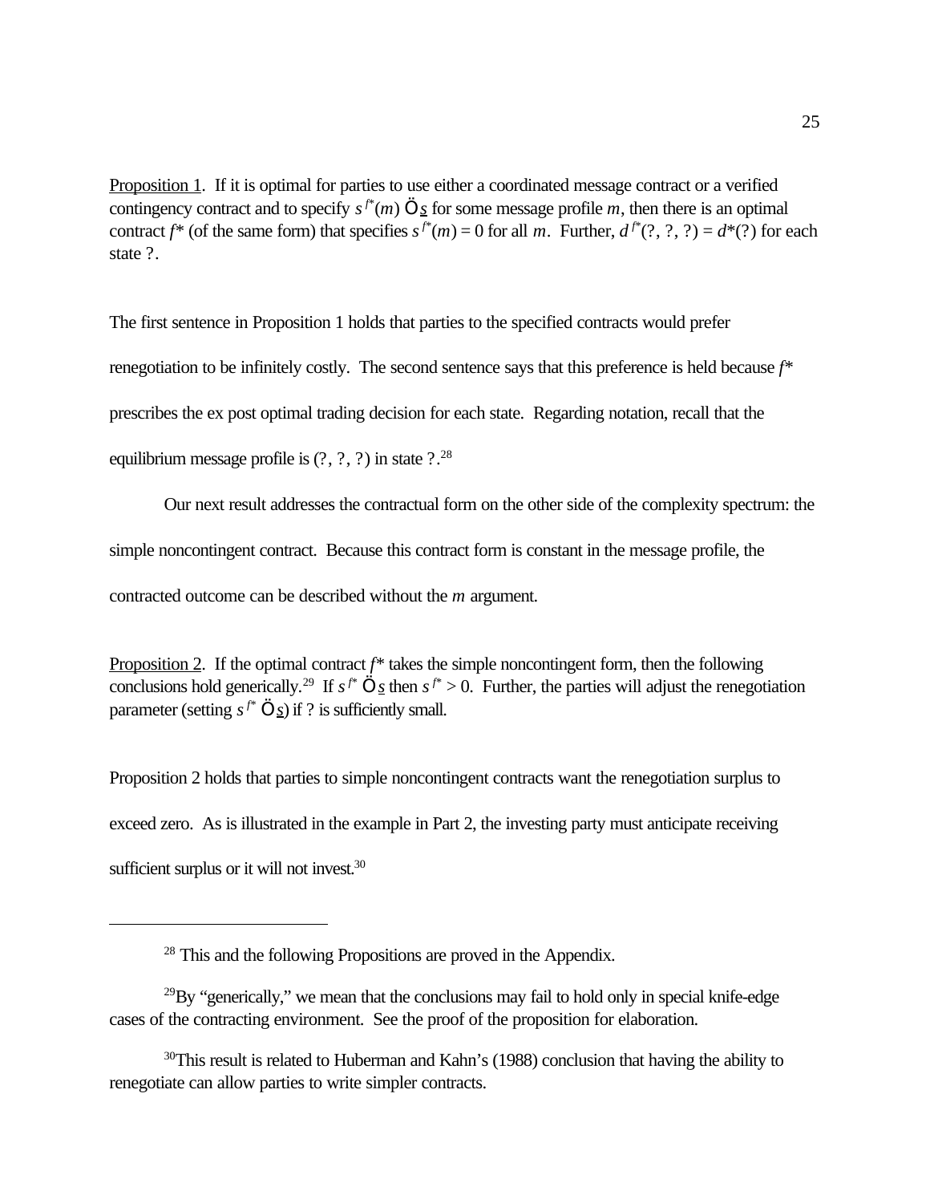Proposition 1. If it is optimal for parties to use either a coordinated message contract or a verified contingency contract and to specify $s^{f^*}(m)$ Ö $\underline{s}$ for some message profile $m$, then there is an optimal contract $f^*$ (of the same form) that specifies $s^{f^*}(m) = 0$ for all $m$. Further, $d^{f^*}(?, ?, ?) = d^*(?)$ for each state ?.

The first sentence in Proposition 1 holds that parties to the specified contracts would prefer renegotiation to be infinitely costly. The second sentence says that this preference is held because $f^*$ prescribes the ex post optimal trading decision for each state. Regarding notation, recall that the equilibrium message profile is (?, ?, ?) in state ?.[28]

Our next result addresses the contractual form on the other side of the complexity spectrum: the simple noncontingent contract. Because this contract form is constant in the message profile, the contracted outcome can be described without the $m$ argument.

Proposition 2. If the optimal contract $f^*$ takes the simple noncontingent form, then the following conclusions hold generically.[29] If $s^{f^*}$ Ö $\underline{s}$ then $s^{f^*} > 0$. Further, the parties will adjust the renegotiation parameter (setting $s^{f^*}$ Ö $\underline{s}$) if ? is sufficiently small.

Proposition 2 holds that parties to simple noncontingent contracts want the renegotiation surplus to exceed zero. As is illustrated in the example in Part 2, the investing party must anticipate receiving sufficient surplus or it will not invest.[30]

---

[28] This and the following Propositions are proved in the Appendix.

[29] By "generically," we mean that the conclusions may fail to hold only in special knife-edge cases of the contracting environment. See the proof of the proposition for elaboration.

[30] This result is related to Huberman and Kahn's (1988) conclusion that having the ability to renegotiate can allow parties to write simpler contracts.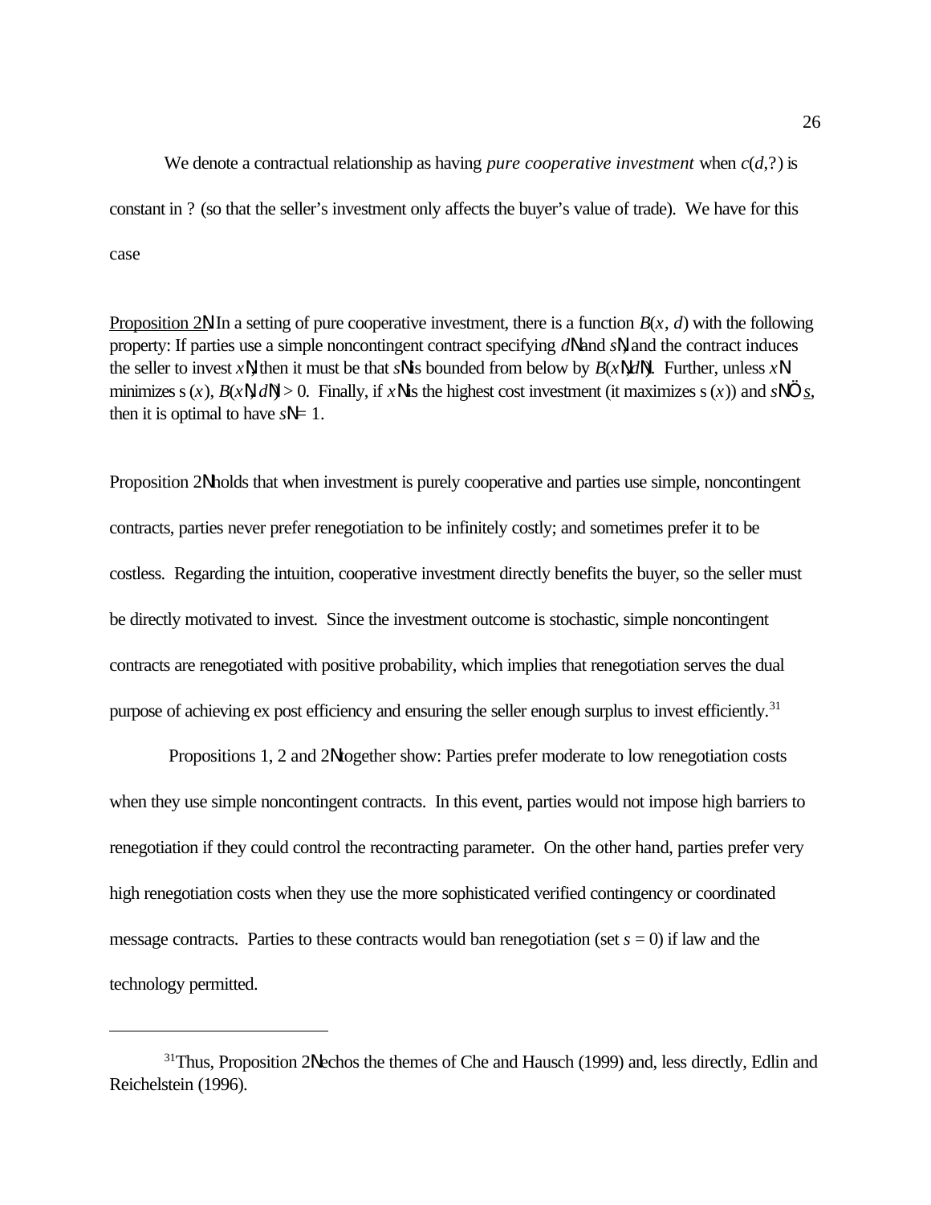We denote a contractual relationship as having *pure cooperative investment* when $c(d,?)$ is constant in ? (so that the seller's investment only affects the buyer's value of trade). We have for this case

Proposition 2N: In a setting of pure cooperative investment, there is a function $B(x, d)$ with the following property: If parties use a simple noncontingent contract specifying $d$N and $s$N, and the contract induces the seller to invest $x$N, then it must be that $s$N is bounded from below by $B(x$N$,d$N$)$. Further, unless $x$N minimizes s $(x)$, $B(x$N$, d$N$) > 0$. Finally, if $x$N is the highest cost investment (it maximizes s $(x)$) and $s$NÖ $\underline{s}$, then it is optimal to have $s$N$= 1$.

Proposition 2N holds that when investment is purely cooperative and parties use simple, noncontingent contracts, parties never prefer renegotiation to be infinitely costly; and sometimes prefer it to be costless. Regarding the intuition, cooperative investment directly benefits the buyer, so the seller must be directly motivated to invest. Since the investment outcome is stochastic, simple noncontingent contracts are renegotiated with positive probability, which implies that renegotiation serves the dual purpose of achieving ex post efficiency and ensuring the seller enough surplus to invest efficiently.[31]

Propositions 1, 2 and 2N together show: Parties prefer moderate to low renegotiation costs when they use simple noncontingent contracts. In this event, parties would not impose high barriers to renegotiation if they could control the recontracting parameter. On the other hand, parties prefer very high renegotiation costs when they use the more sophisticated verified contingency or coordinated message contracts. Parties to these contracts would ban renegotiation (set $s = 0$) if law and the technology permitted.

---

[31] Thus, Proposition 2N echos the themes of Che and Hausch (1999) and, less directly, Edlin and Reichelstein (1996).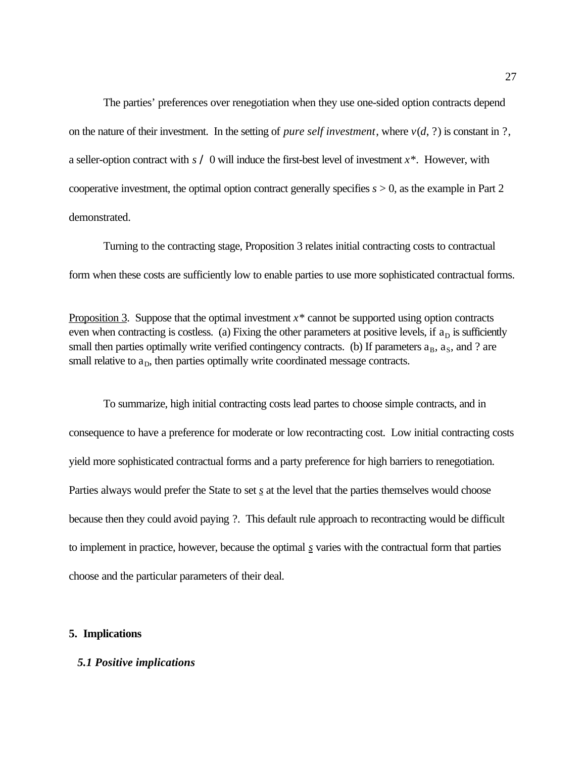The parties' preferences over renegotiation when they use one-sided option contracts depend on the nature of their investment. In the setting of *pure self investment*, where $v(d, ?)$ is constant in ?, a seller-option contract with $s / 0$ will induce the first-best level of investment $x^*$. However, with cooperative investment, the optimal option contract generally specifies $s > 0$, as the example in Part 2 demonstrated.

Turning to the contracting stage, Proposition 3 relates initial contracting costs to contractual form when these costs are sufficiently low to enable parties to use more sophisticated contractual forms.

<u>Proposition 3</u>. Suppose that the optimal investment $x^*$ cannot be supported using option contracts even when contracting is costless. (a) Fixing the other parameters at positive levels, if $a_D$ is sufficiently small then parties optimally write verified contingency contracts. (b) If parameters $a_B$, $a_S$, and ? are small relative to $a_D$, then parties optimally write coordinated message contracts.

To summarize, high initial contracting costs lead partes to choose simple contracts, and in consequence to have a preference for moderate or low recontracting cost. Low initial contracting costs yield more sophisticated contractual forms and a party preference for high barriers to renegotiation. Parties always would prefer the State to set $\underline{s}$ at the level that the parties themselves would choose because then they could avoid paying ?. This default rule approach to recontracting would be difficult to implement in practice, however, because the optimal $\underline{s}$ varies with the contractual form that parties choose and the particular parameters of their deal.

## 5. Implications

### *5.1 Positive implications*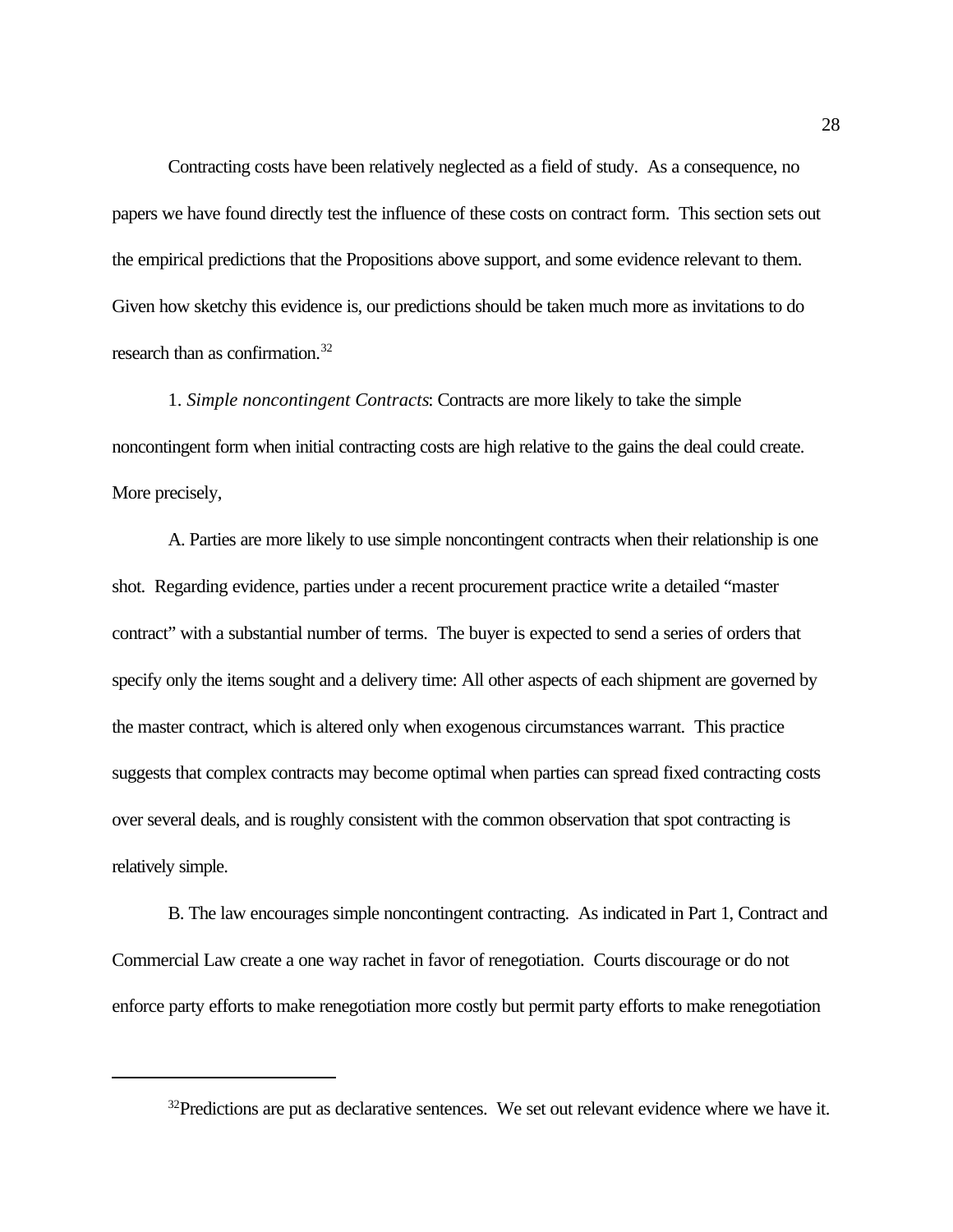Contracting costs have been relatively neglected as a field of study. As a consequence, no papers we have found directly test the influence of these costs on contract form. This section sets out the empirical predictions that the Propositions above support, and some evidence relevant to them. Given how sketchy this evidence is, our predictions should be taken much more as invitations to do research than as confirmation.[32]

1. *Simple noncontingent Contracts*: Contracts are more likely to take the simple noncontingent form when initial contracting costs are high relative to the gains the deal could create. More precisely,

A. Parties are more likely to use simple noncontingent contracts when their relationship is one shot. Regarding evidence, parties under a recent procurement practice write a detailed "master contract" with a substantial number of terms. The buyer is expected to send a series of orders that specify only the items sought and a delivery time: All other aspects of each shipment are governed by the master contract, which is altered only when exogenous circumstances warrant. This practice suggests that complex contracts may become optimal when parties can spread fixed contracting costs over several deals, and is roughly consistent with the common observation that spot contracting is relatively simple.

B. The law encourages simple noncontingent contracting. As indicated in Part 1, Contract and Commercial Law create a one way rachet in favor of renegotiation. Courts discourage or do not enforce party efforts to make renegotiation more costly but permit party efforts to make renegotiation

---

[32]Predictions are put as declarative sentences. We set out relevant evidence where we have it.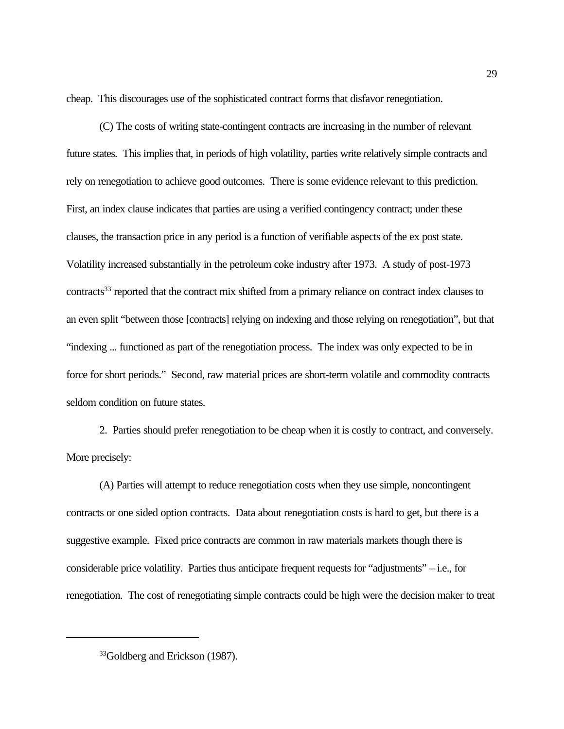cheap. This discourages use of the sophisticated contract forms that disfavor renegotiation.

(C) The costs of writing state-contingent contracts are increasing in the number of relevant future states. This implies that, in periods of high volatility, parties write relatively simple contracts and rely on renegotiation to achieve good outcomes. There is some evidence relevant to this prediction. First, an index clause indicates that parties are using a verified contingency contract; under these clauses, the transaction price in any period is a function of verifiable aspects of the ex post state. Volatility increased substantially in the petroleum coke industry after 1973. A study of post-1973 contracts[33] reported that the contract mix shifted from a primary reliance on contract index clauses to an even split "between those [contracts] relying on indexing and those relying on renegotiation", but that "indexing ... functioned as part of the renegotiation process. The index was only expected to be in force for short periods." Second, raw material prices are short-term volatile and commodity contracts seldom condition on future states.

2. Parties should prefer renegotiation to be cheap when it is costly to contract, and conversely. More precisely:

(A) Parties will attempt to reduce renegotiation costs when they use simple, noncontingent contracts or one sided option contracts. Data about renegotiation costs is hard to get, but there is a suggestive example. Fixed price contracts are common in raw materials markets though there is considerable price volatility. Parties thus anticipate frequent requests for "adjustments" – i.e., for renegotiation. The cost of renegotiating simple contracts could be high were the decision maker to treat

---

[33] Goldberg and Erickson (1987).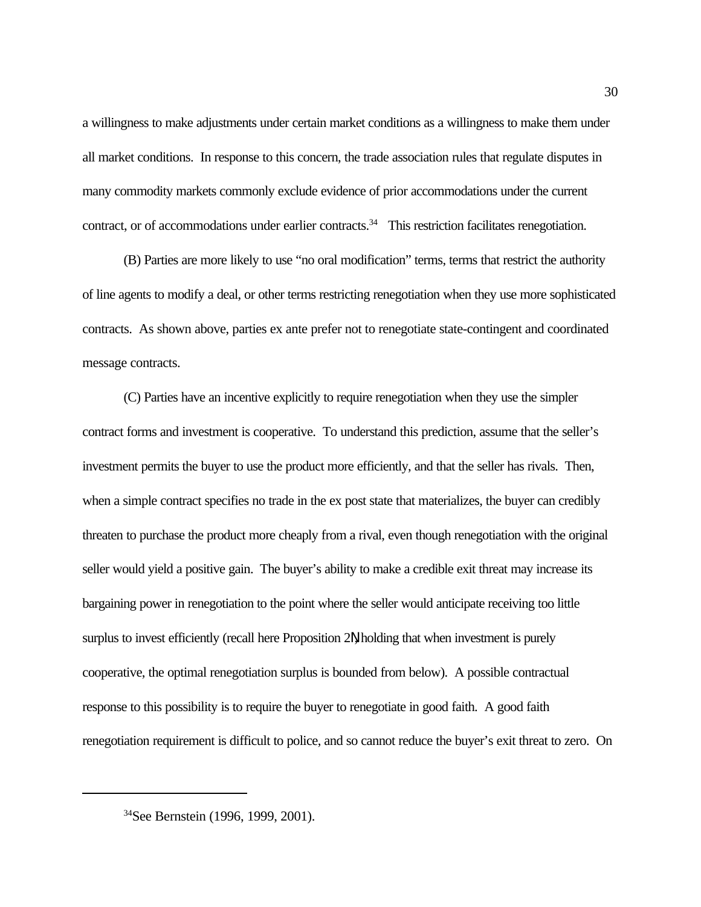a willingness to make adjustments under certain market conditions as a willingness to make them under all market conditions. In response to this concern, the trade association rules that regulate disputes in many commodity markets commonly exclude evidence of prior accommodations under the current contract, or of accommodations under earlier contracts.[34] This restriction facilitates renegotiation.

(B) Parties are more likely to use "no oral modification" terms, terms that restrict the authority of line agents to modify a deal, or other terms restricting renegotiation when they use more sophisticated contracts. As shown above, parties ex ante prefer not to renegotiate state-contingent and coordinated message contracts.

(C) Parties have an incentive explicitly to require renegotiation when they use the simpler contract forms and investment is cooperative. To understand this prediction, assume that the seller's investment permits the buyer to use the product more efficiently, and that the seller has rivals. Then, when a simple contract specifies no trade in the ex post state that materializes, the buyer can credibly threaten to purchase the product more cheaply from a rival, even though renegotiation with the original seller would yield a positive gain. The buyer's ability to make a credible exit threat may increase its bargaining power in renegotiation to the point where the seller would anticipate receiving too little surplus to invest efficiently (recall here Proposition 2—holding that when investment is purely cooperative, the optimal renegotiation surplus is bounded from below). A possible contractual response to this possibility is to require the buyer to renegotiate in good faith. A good faith renegotiation requirement is difficult to police, and so cannot reduce the buyer's exit threat to zero. On

[34] See Bernstein (1996, 1999, 2001).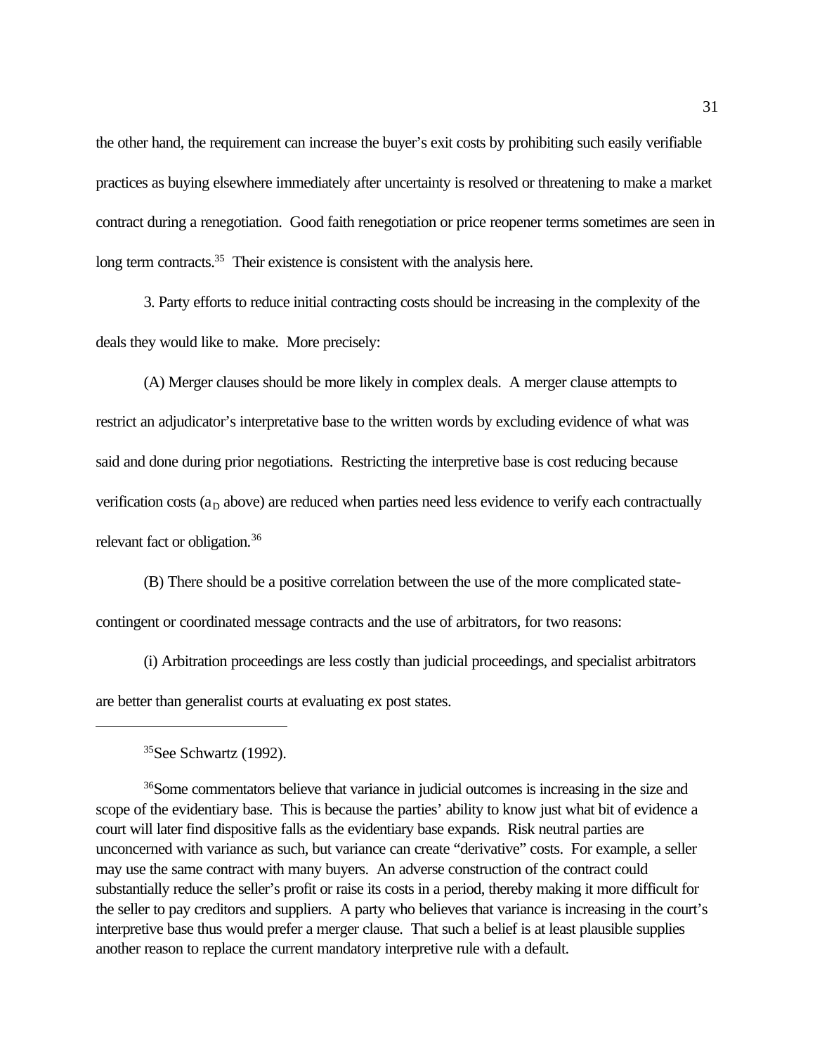the other hand, the requirement can increase the buyer's exit costs by prohibiting such easily verifiable practices as buying elsewhere immediately after uncertainty is resolved or threatening to make a market contract during a renegotiation. Good faith renegotiation or price reopener terms sometimes are seen in long term contracts.[35] Their existence is consistent with the analysis here.

3. Party efforts to reduce initial contracting costs should be increasing in the complexity of the deals they would like to make. More precisely:

(A) Merger clauses should be more likely in complex deals. A merger clause attempts to restrict an adjudicator's interpretative base to the written words by excluding evidence of what was said and done during prior negotiations. Restricting the interpretive base is cost reducing because verification costs ($a_D$ above) are reduced when parties need less evidence to verify each contractually relevant fact or obligation.[36]

(B) There should be a positive correlation between the use of the more complicated state-contingent or coordinated message contracts and the use of arbitrators, for two reasons:

(i) Arbitration proceedings are less costly than judicial proceedings, and specialist arbitrators are better than generalist courts at evaluating ex post states.

---

[35] See Schwartz (1992).

[36] Some commentators believe that variance in judicial outcomes is increasing in the size and scope of the evidentiary base. This is because the parties' ability to know just what bit of evidence a court will later find dispositive falls as the evidentiary base expands. Risk neutral parties are unconcerned with variance as such, but variance can create "derivative" costs. For example, a seller may use the same contract with many buyers. An adverse construction of the contract could substantially reduce the seller's profit or raise its costs in a period, thereby making it more difficult for the seller to pay creditors and suppliers. A party who believes that variance is increasing in the court's interpretive base thus would prefer a merger clause. That such a belief is at least plausible supplies another reason to replace the current mandatory interpretive rule with a default.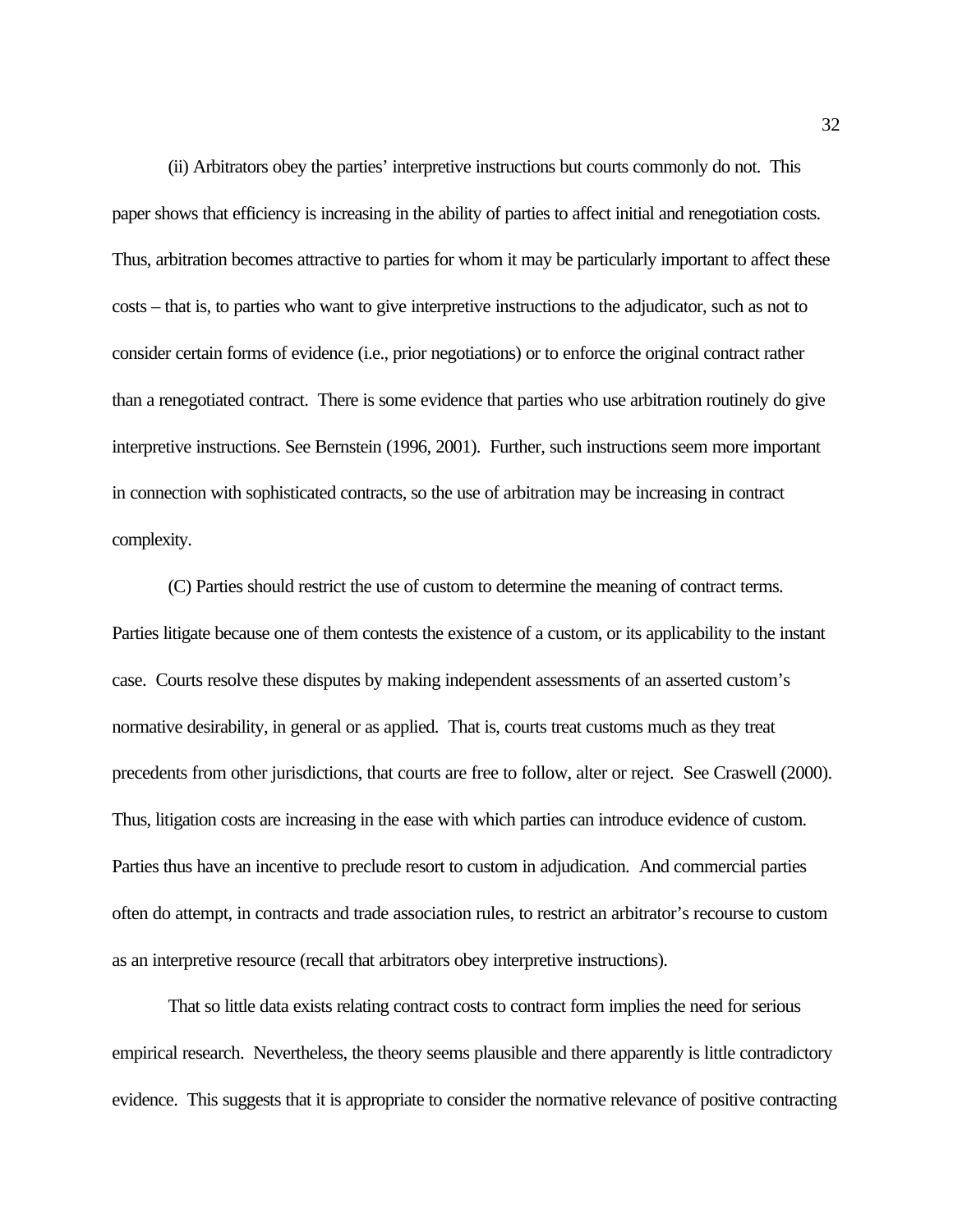(ii) Arbitrators obey the parties' interpretive instructions but courts commonly do not. This paper shows that efficiency is increasing in the ability of parties to affect initial and renegotiation costs. Thus, arbitration becomes attractive to parties for whom it may be particularly important to affect these costs – that is, to parties who want to give interpretive instructions to the adjudicator, such as not to consider certain forms of evidence (i.e., prior negotiations) or to enforce the original contract rather than a renegotiated contract. There is some evidence that parties who use arbitration routinely do give interpretive instructions. See Bernstein (1996, 2001). Further, such instructions seem more important in connection with sophisticated contracts, so the use of arbitration may be increasing in contract complexity.

(C) Parties should restrict the use of custom to determine the meaning of contract terms. Parties litigate because one of them contests the existence of a custom, or its applicability to the instant case. Courts resolve these disputes by making independent assessments of an asserted custom's normative desirability, in general or as applied. That is, courts treat customs much as they treat precedents from other jurisdictions, that courts are free to follow, alter or reject. See Craswell (2000). Thus, litigation costs are increasing in the ease with which parties can introduce evidence of custom. Parties thus have an incentive to preclude resort to custom in adjudication. And commercial parties often do attempt, in contracts and trade association rules, to restrict an arbitrator's recourse to custom as an interpretive resource (recall that arbitrators obey interpretive instructions).

That so little data exists relating contract costs to contract form implies the need for serious empirical research. Nevertheless, the theory seems plausible and there apparently is little contradictory evidence. This suggests that it is appropriate to consider the normative relevance of positive contracting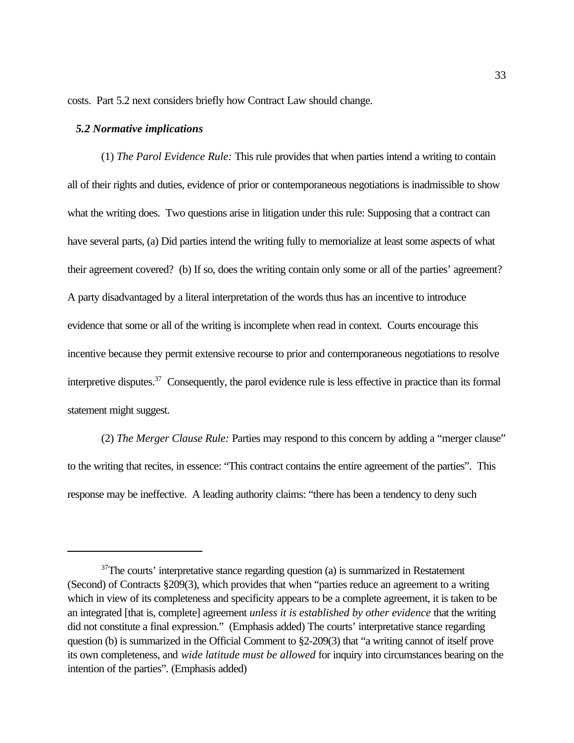costs. Part 5.2 next considers briefly how Contract Law should change.

### *5.2 Normative implications*

(1) *The Parol Evidence Rule:* This rule provides that when parties intend a writing to contain all of their rights and duties, evidence of prior or contemporaneous negotiations is inadmissible to show what the writing does. Two questions arise in litigation under this rule: Supposing that a contract can have several parts, (a) Did parties intend the writing fully to memorialize at least some aspects of what their agreement covered? (b) If so, does the writing contain only some or all of the parties' agreement? A party disadvantaged by a literal interpretation of the words thus has an incentive to introduce evidence that some or all of the writing is incomplete when read in context. Courts encourage this incentive because they permit extensive recourse to prior and contemporaneous negotiations to resolve interpretive disputes.[37] Consequently, the parol evidence rule is less effective in practice than its formal statement might suggest.

(2) *The Merger Clause Rule:* Parties may respond to this concern by adding a "merger clause" to the writing that recites, in essence: "This contract contains the entire agreement of the parties". This response may be ineffective. A leading authority claims: "there has been a tendency to deny such

---

[37] The courts' interpretative stance regarding question (a) is summarized in Restatement (Second) of Contracts §209(3), which provides that when "parties reduce an agreement to a writing which in view of its completeness and specificity appears to be a complete agreement, it is taken to be an integrated [that is, complete] agreement *unless it is established by other evidence* that the writing did not constitute a final expression." (Emphasis added) The courts' interpretative stance regarding question (b) is summarized in the Official Comment to §2-209(3) that "a writing cannot of itself prove its own completeness, and *wide latitude must be allowed* for inquiry into circumstances bearing on the intention of the parties". (Emphasis added)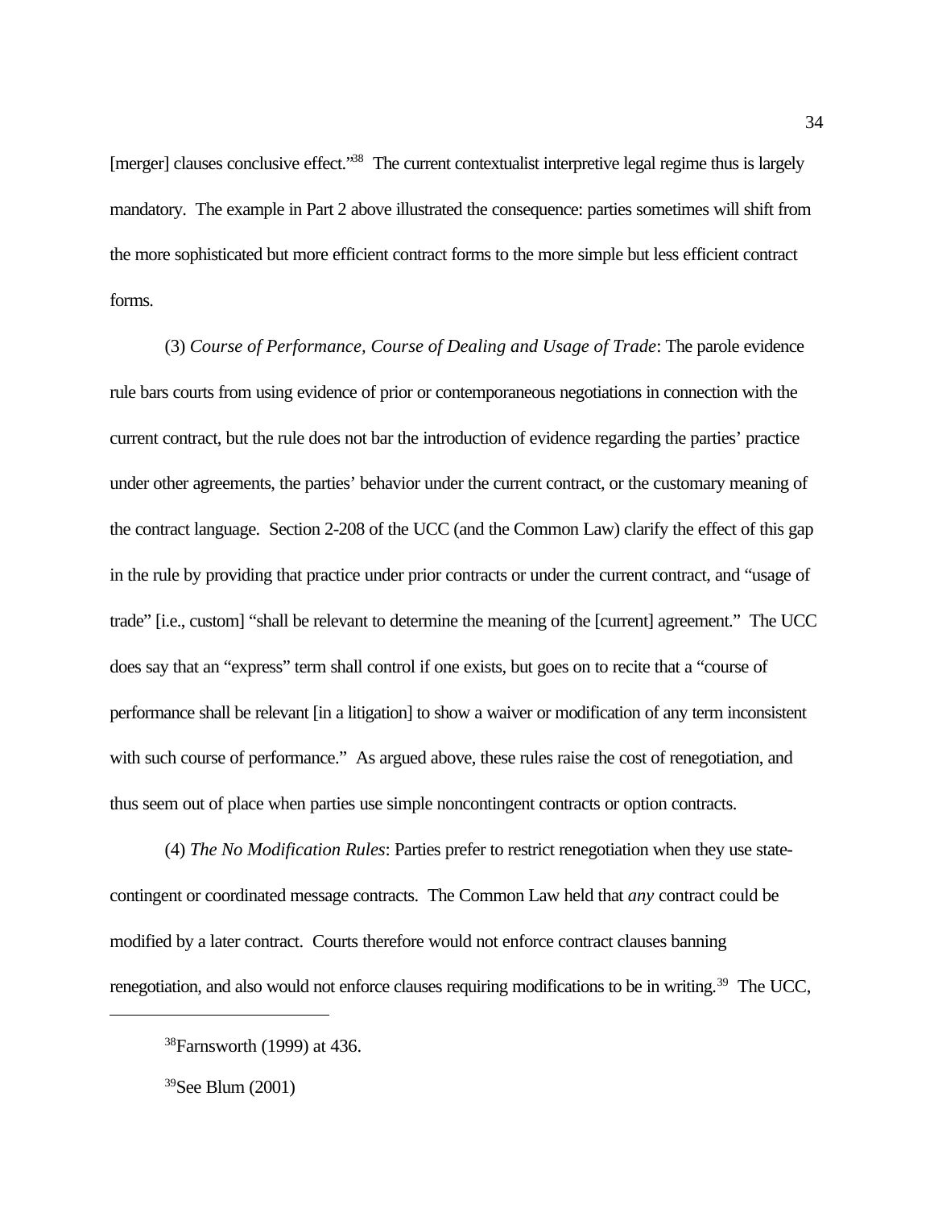[merger] clauses conclusive effect."[38] The current contextualist interpretive legal regime thus is largely mandatory. The example in Part 2 above illustrated the consequence: parties sometimes will shift from the more sophisticated but more efficient contract forms to the more simple but less efficient contract forms.

(3) *Course of Performance, Course of Dealing and Usage of Trade*: The parole evidence rule bars courts from using evidence of prior or contemporaneous negotiations in connection with the current contract, but the rule does not bar the introduction of evidence regarding the parties' practice under other agreements, the parties' behavior under the current contract, or the customary meaning of the contract language. Section 2-208 of the UCC (and the Common Law) clarify the effect of this gap in the rule by providing that practice under prior contracts or under the current contract, and "usage of trade" [i.e., custom] "shall be relevant to determine the meaning of the [current] agreement." The UCC does say that an "express" term shall control if one exists, but goes on to recite that a "course of performance shall be relevant [in a litigation] to show a waiver or modification of any term inconsistent with such course of performance." As argued above, these rules raise the cost of renegotiation, and thus seem out of place when parties use simple noncontingent contracts or option contracts.

(4) *The No Modification Rules*: Parties prefer to restrict renegotiation when they use state-contingent or coordinated message contracts. The Common Law held that *any* contract could be modified by a later contract. Courts therefore would not enforce contract clauses banning renegotiation, and also would not enforce clauses requiring modifications to be in writing.[39] The UCC,

---

[38] Farnsworth (1999) at 436.

[39] See Blum (2001)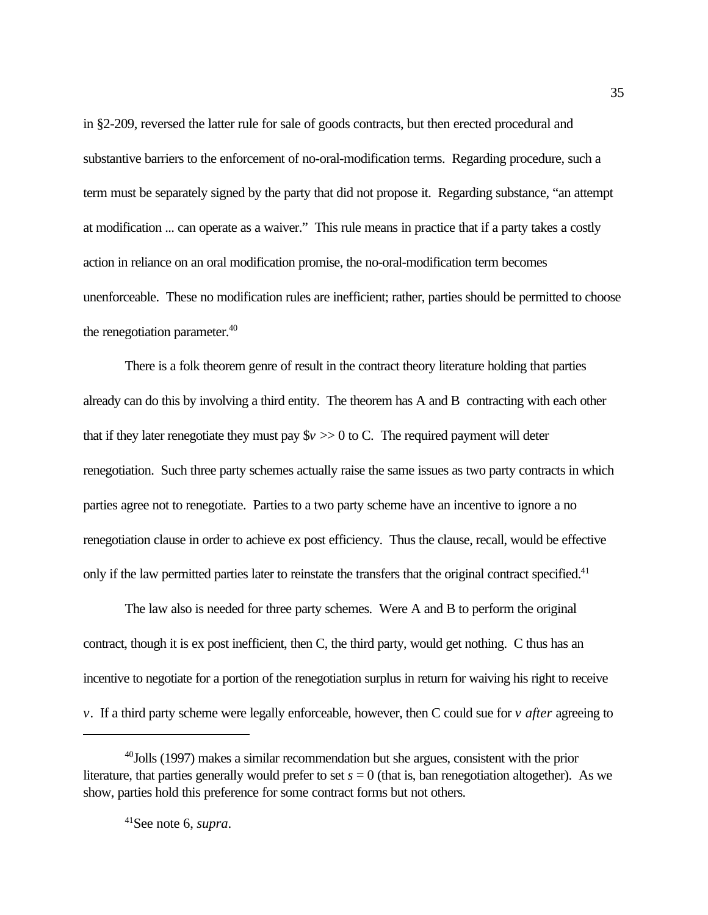in §2-209, reversed the latter rule for sale of goods contracts, but then erected procedural and substantive barriers to the enforcement of no-oral-modification terms. Regarding procedure, such a term must be separately signed by the party that did not propose it. Regarding substance, "an attempt at modification ... can operate as a waiver." This rule means in practice that if a party takes a costly action in reliance on an oral modification promise, the no-oral-modification term becomes unenforceable. These no modification rules are inefficient; rather, parties should be permitted to choose the renegotiation parameter.[40]

There is a folk theorem genre of result in the contract theory literature holding that parties already can do this by involving a third entity. The theorem has A and B contracting with each other that if they later renegotiate they must pay $\$v >> 0$ to C. The required payment will deter renegotiation. Such three party schemes actually raise the same issues as two party contracts in which parties agree not to renegotiate. Parties to a two party scheme have an incentive to ignore a no renegotiation clause in order to achieve ex post efficiency. Thus the clause, recall, would be effective only if the law permitted parties later to reinstate the transfers that the original contract specified.[41]

The law also is needed for three party schemes. Were A and B to perform the original contract, though it is ex post inefficient, then C, the third party, would get nothing. C thus has an incentive to negotiate for a portion of the renegotiation surplus in return for waiving his right to receive $v$. If a third party scheme were legally enforceable, however, then C could sue for $v$ *after* agreeing to

---

[40] Jolls (1997) makes a similar recommendation but she argues, consistent with the prior literature, that parties generally would prefer to set $s = 0$ (that is, ban renegotiation altogether). As we show, parties hold this preference for some contract forms but not others.

[41] See note 6, *supra*.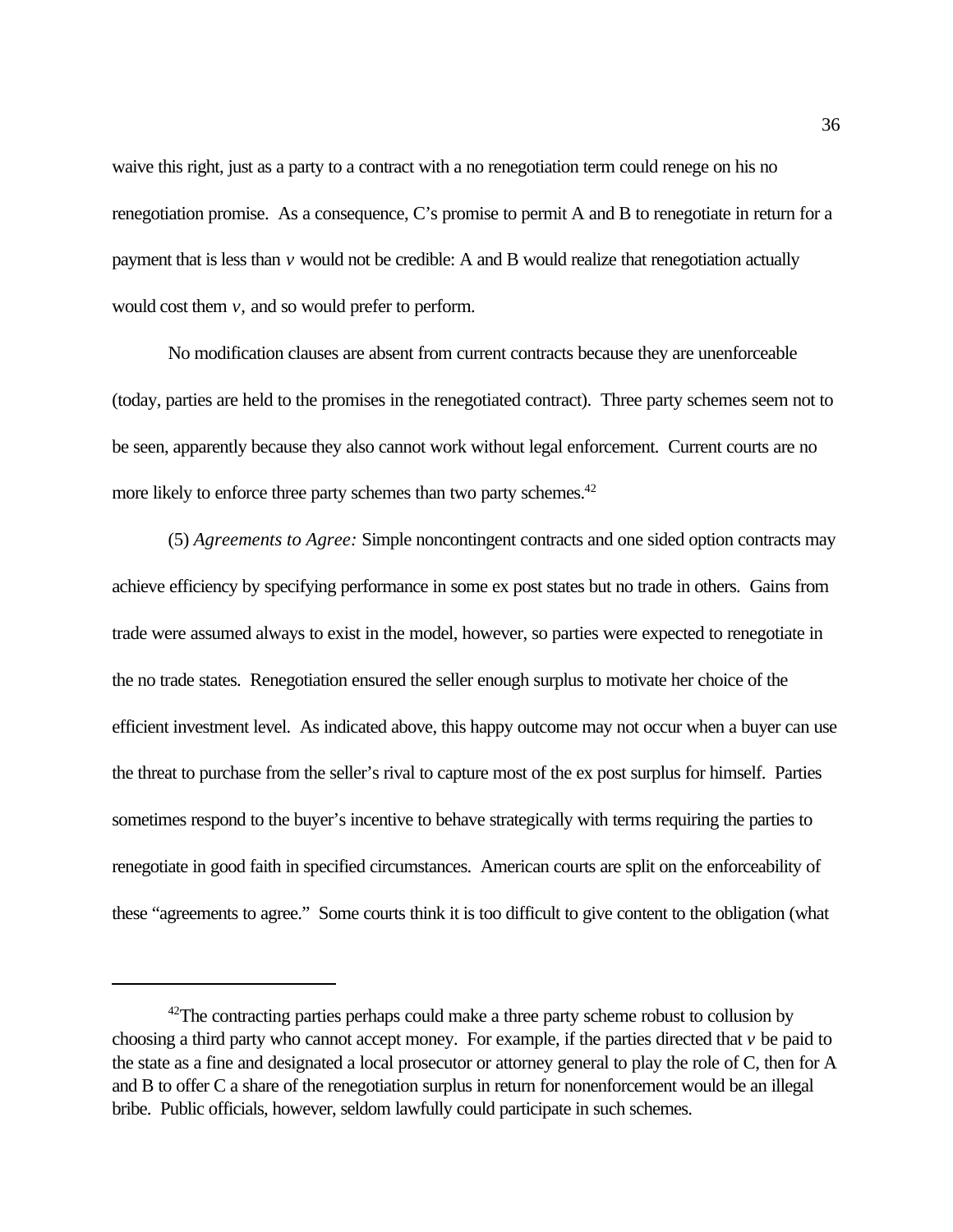waive this right, just as a party to a contract with a no renegotiation term could renege on his no renegotiation promise. As a consequence, C's promise to permit A and B to renegotiate in return for a payment that is less than $v$ would not be credible: A and B would realize that renegotiation actually would cost them $v$, and so would prefer to perform.

No modification clauses are absent from current contracts because they are unenforceable (today, parties are held to the promises in the renegotiated contract). Three party schemes seem not to be seen, apparently because they also cannot work without legal enforcement. Current courts are no more likely to enforce three party schemes than two party schemes.[42]

(5) *Agreements to Agree:* Simple noncontingent contracts and one sided option contracts may achieve efficiency by specifying performance in some ex post states but no trade in others. Gains from trade were assumed always to exist in the model, however, so parties were expected to renegotiate in the no trade states. Renegotiation ensured the seller enough surplus to motivate her choice of the efficient investment level. As indicated above, this happy outcome may not occur when a buyer can use the threat to purchase from the seller's rival to capture most of the ex post surplus for himself. Parties sometimes respond to the buyer's incentive to behave strategically with terms requiring the parties to renegotiate in good faith in specified circumstances. American courts are split on the enforceability of these "agreements to agree." Some courts think it is too difficult to give content to the obligation (what

---

[42]The contracting parties perhaps could make a three party scheme robust to collusion by choosing a third party who cannot accept money. For example, if the parties directed that $v$ be paid to the state as a fine and designated a local prosecutor or attorney general to play the role of C, then for A and B to offer C a share of the renegotiation surplus in return for nonenforcement would be an illegal bribe. Public officials, however, seldom lawfully could participate in such schemes.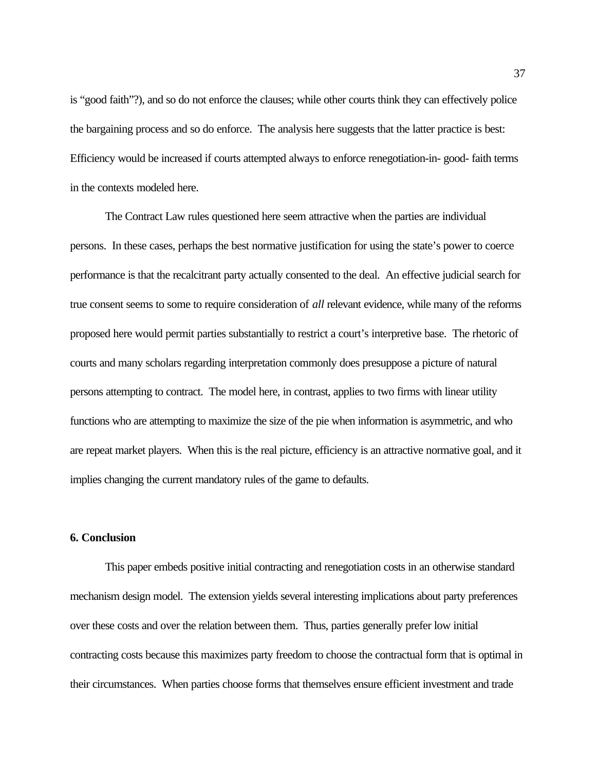is "good faith"?), and so do not enforce the clauses; while other courts think they can effectively police the bargaining process and so do enforce. The analysis here suggests that the latter practice is best: Efficiency would be increased if courts attempted always to enforce renegotiation-in- good- faith terms in the contexts modeled here.

The Contract Law rules questioned here seem attractive when the parties are individual persons. In these cases, perhaps the best normative justification for using the state's power to coerce performance is that the recalcitrant party actually consented to the deal. An effective judicial search for true consent seems to some to require consideration of *all* relevant evidence, while many of the reforms proposed here would permit parties substantially to restrict a court's interpretive base. The rhetoric of courts and many scholars regarding interpretation commonly does presuppose a picture of natural persons attempting to contract. The model here, in contrast, applies to two firms with linear utility functions who are attempting to maximize the size of the pie when information is asymmetric, and who are repeat market players. When this is the real picture, efficiency is an attractive normative goal, and it implies changing the current mandatory rules of the game to defaults.

## 6. Conclusion

This paper embeds positive initial contracting and renegotiation costs in an otherwise standard mechanism design model. The extension yields several interesting implications about party preferences over these costs and over the relation between them. Thus, parties generally prefer low initial contracting costs because this maximizes party freedom to choose the contractual form that is optimal in their circumstances. When parties choose forms that themselves ensure efficient investment and trade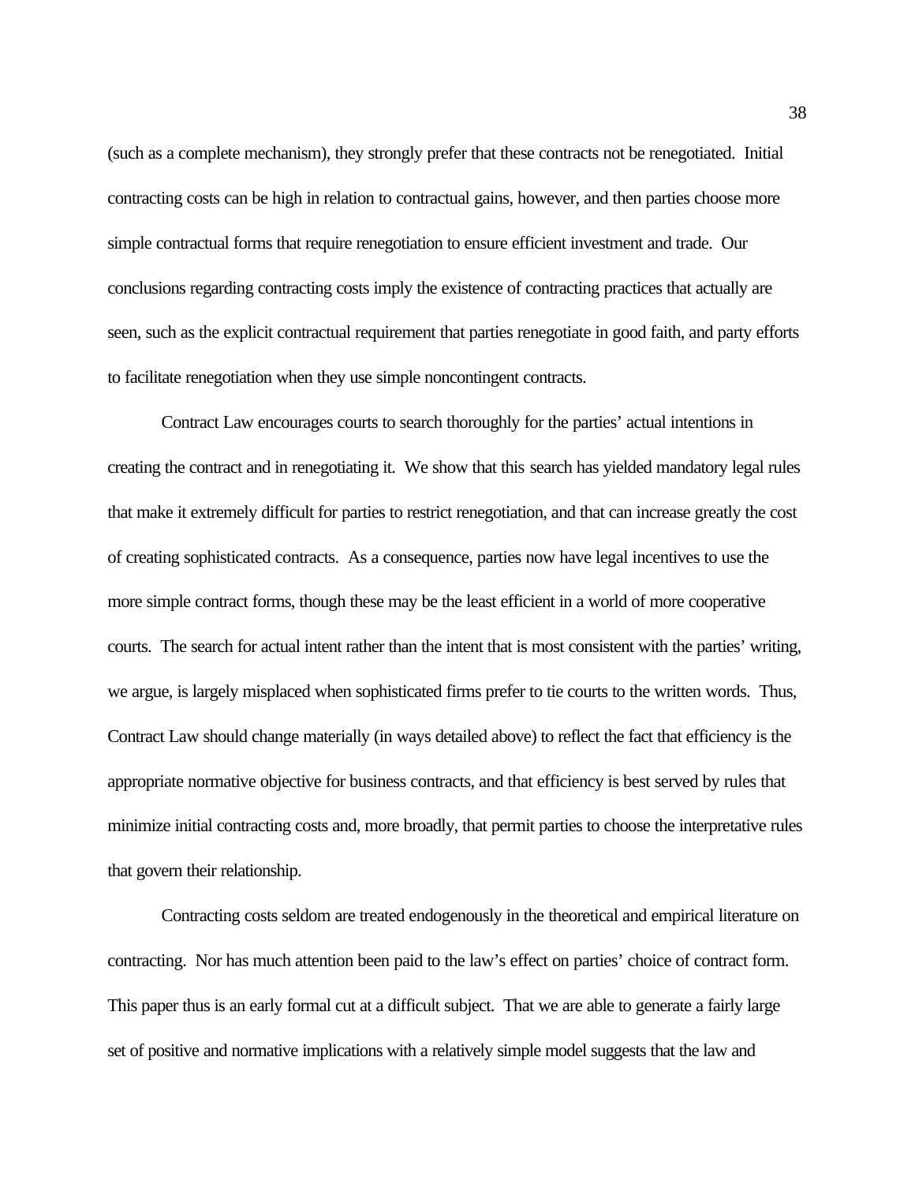(such as a complete mechanism), they strongly prefer that these contracts not be renegotiated. Initial contracting costs can be high in relation to contractual gains, however, and then parties choose more simple contractual forms that require renegotiation to ensure efficient investment and trade. Our conclusions regarding contracting costs imply the existence of contracting practices that actually are seen, such as the explicit contractual requirement that parties renegotiate in good faith, and party efforts to facilitate renegotiation when they use simple noncontingent contracts.

Contract Law encourages courts to search thoroughly for the parties' actual intentions in creating the contract and in renegotiating it. We show that this search has yielded mandatory legal rules that make it extremely difficult for parties to restrict renegotiation, and that can increase greatly the cost of creating sophisticated contracts. As a consequence, parties now have legal incentives to use the more simple contract forms, though these may be the least efficient in a world of more cooperative courts. The search for actual intent rather than the intent that is most consistent with the parties' writing, we argue, is largely misplaced when sophisticated firms prefer to tie courts to the written words. Thus, Contract Law should change materially (in ways detailed above) to reflect the fact that efficiency is the appropriate normative objective for business contracts, and that efficiency is best served by rules that minimize initial contracting costs and, more broadly, that permit parties to choose the interpretative rules that govern their relationship.

Contracting costs seldom are treated endogenously in the theoretical and empirical literature on contracting. Nor has much attention been paid to the law's effect on parties' choice of contract form. This paper thus is an early formal cut at a difficult subject. That we are able to generate a fairly large set of positive and normative implications with a relatively simple model suggests that the law and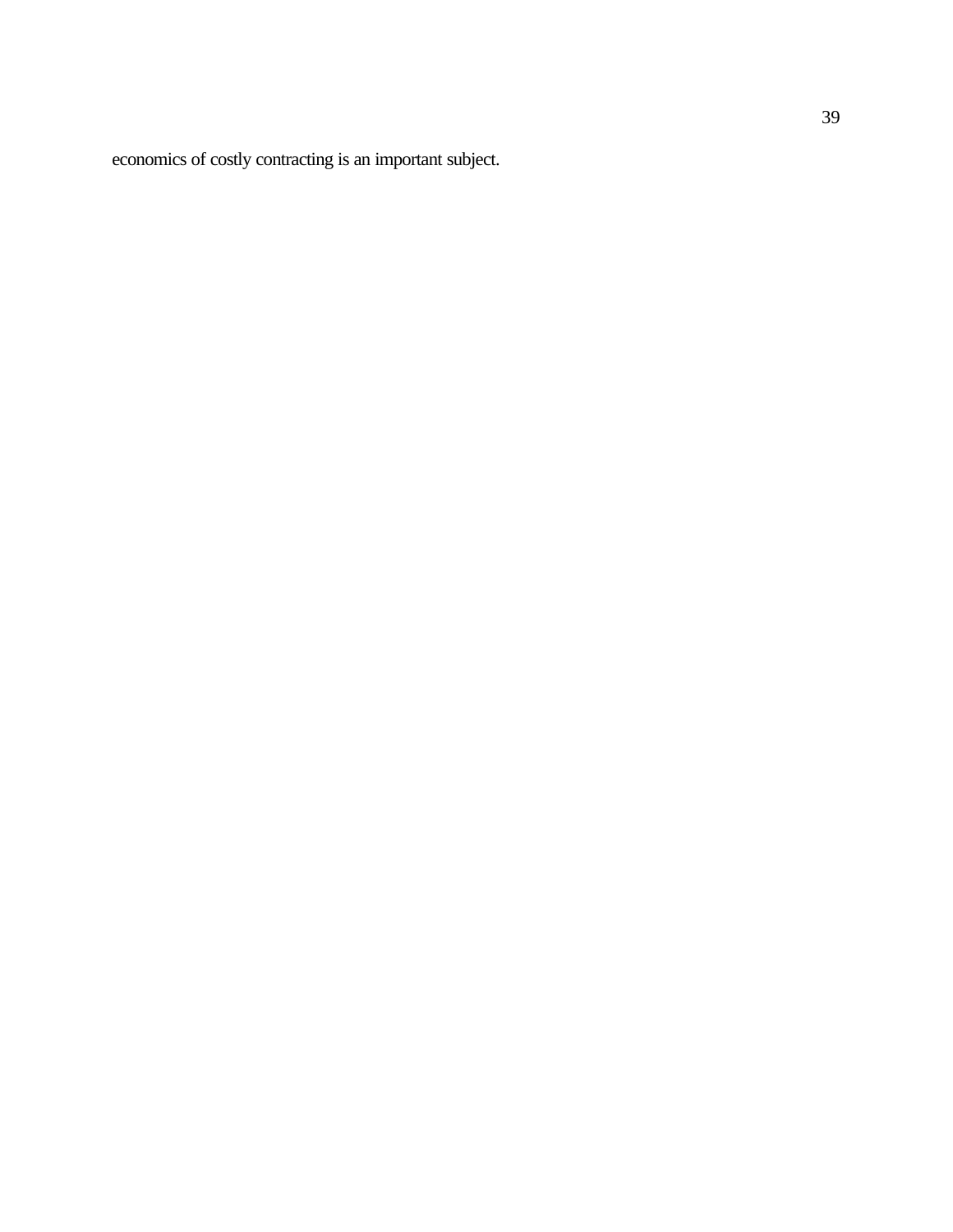economics of costly contracting is an important subject.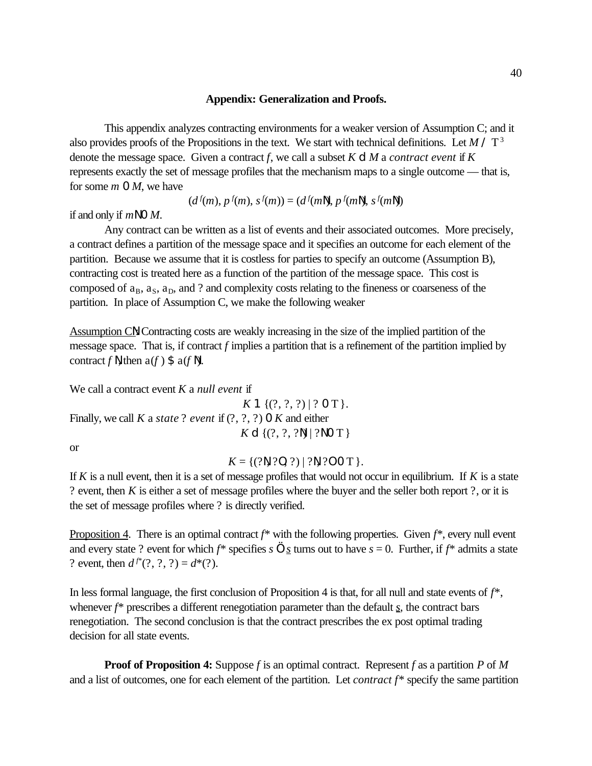## Appendix: Generalization and Proofs.

This appendix analyzes contracting environments for a weaker version of Assumption C; and it also provides proofs of the Propositions in the text. We start with technical definitions. Let $M \equiv \Theta^3$ denote the message space. Given a contract $f$, we call a subset $K \subseteq M$ a *contract event* if $K$ represents exactly the set of message profiles that the mechanism maps to a single outcome — that is, for some $m \in M$, we have

$$(d^f(m), p^f(m), s^f(m)) = (d^f(m'), p^f(m'), s^f(m'))$$

if and only if $m' \in M$.

Any contract can be written as a list of events and their associated outcomes. More precisely, a contract defines a partition of the message space and it specifies an outcome for each element of the partition. Because we assume that it is costless for parties to specify an outcome (Assumption B), contracting cost is treated here as a function of the partition of the message space. This cost is composed of $\alpha_B$, $\alpha_S$, $\alpha_D$, and ? and complexity costs relating to the fineness or coarseness of the partition. In place of Assumption C, we make the following weaker

Assumption C′: Contracting costs are weakly increasing in the size of the implied partition of the message space. That is, if contract $f$ implies a partition that is a refinement of the partition implied by contract $f'$, then $\alpha(f) \geq \alpha(f')$.

We call a contract event $K$ a *null event* if

$$K \cap \{(\theta, \theta, \theta) \mid \theta \in \Theta\}.$$

Finally, we call $K$ a *state $\theta$ event* if $(\theta, \theta, \theta) \in K$ and either

$$K \subseteq \{(\theta, \theta, \theta') \mid \theta' \in \Theta\}$$

or

$$K = \{(\theta', \theta'', \theta) \mid \theta', \theta'' \in \Theta\}.$$

If $K$ is a null event, then it is a set of message profiles that would not occur in equilibrium. If $K$ is a state $\theta$ event, then $K$ is either a set of message profiles where the buyer and the seller both report $\theta$, or it is the set of message profiles where $\theta$ is directly verified.

Proposition 4. There is an optimal contract $f^*$ with the following properties. Given $f^*$, every null event and every state $\theta$ event for which $f^*$ specifies $s \neq \underline{s}$ turns out to have $s = 0$. Further, if $f^*$ admits a state $\theta$ event, then $d^{f^*}(\theta, \theta, \theta) = d^*(\theta)$.

In less formal language, the first conclusion of Proposition 4 is that, for all null and state events of $f^*$, whenever $f^*$ prescribes a different renegotiation parameter than the default $\underline{s}$, the contract bars renegotiation. The second conclusion is that the contract prescribes the ex post optimal trading decision for all state events.

**Proof of Proposition 4:** Suppose $f$ is an optimal contract. Represent $f$ as a partition $P$ of $M$ and a list of outcomes, one for each element of the partition. Let *contract* $f^*$ specify the same partition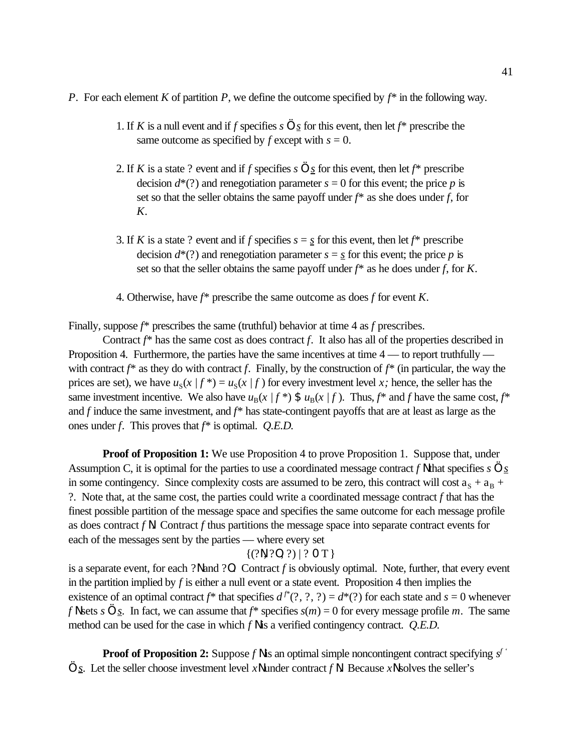$P$. For each element $K$ of partition $P$, we define the outcome specified by $f^*$ in the following way.

1. If $K$ is a null event and if $f$ specifies $s \neq \underline{s}$ for this event, then let $f^*$ prescribe the same outcome as specified by $f$ except with $s = 0$.

2. If $K$ is a state $\theta$ event and if $f$ specifies $s \neq \underline{s}$ for this event, then let $f^*$ prescribe decision $d^*(\theta)$ and renegotiation parameter $s = 0$ for this event; the price $p$ is set so that the seller obtains the same payoff under $f^*$ as she does under $f$, for $K$.

3. If $K$ is a state $\theta$ event and if $f$ specifies $s = \underline{s}$ for this event, then let $f^*$ prescribe decision $d^*(\theta)$ and renegotiation parameter $s = \underline{s}$ for this event; the price $p$ is set so that the seller obtains the same payoff under $f^*$ as he does under $f$, for $K$.

4. Otherwise, have $f^*$ prescribe the same outcome as does $f$ for event $K$.

Finally, suppose $f^*$ prescribes the same (truthful) behavior at time 4 as $f$ prescribes.

Contract $f^*$ has the same cost as does contract $f$. It also has all of the properties described in Proposition 4. Furthermore, the parties have the same incentives at time 4 — to report truthfully — with contract $f^*$ as they do with contract $f$. Finally, by the construction of $f^*$ (in particular, the way the prices are set), we have $u_S(x \mid f^*) = u_S(x \mid f)$ for every investment level $x$; hence, the seller has the same investment incentive. We also have $u_B(x \mid f^*) \geq u_B(x \mid f)$. Thus, $f^*$ and $f$ have the same cost, $f^*$ and $f$ induce the same investment, and $f^*$ has state-contingent payoffs that are at least as large as the ones under $f$. This proves that $f^*$ is optimal. *Q.E.D.*

**Proof of Proposition 1:** We use Proposition 4 to prove Proposition 1. Suppose that, under Assumption C, it is optimal for the parties to use a coordinated message contract $f'$ that specifies $s \neq \underline{s}$ in some contingency. Since complexity costs are assumed to be zero, this contract will cost $a_S + a_B + \gamma$. Note that, at the same cost, the parties could write a coordinated message contract $f$ that has the finest possible partition of the message space and specifies the same outcome for each message profile as does contract $f'$. Contract $f$ thus partitions the message space into separate contract events for each of the messages sent by the parties — where every set

$$\{(\theta', \theta'', \theta) \mid \theta \in T\}$$

is a separate event, for each $\theta'$ and $\theta''$. Contract $f$ is obviously optimal. Note, further, that every event in the partition implied by $f$ is either a null event or a state event. Proposition 4 then implies the existence of an optimal contract $f^*$ that specifies $d^{f^*}(\theta, \theta, \theta) = d^*(\theta)$ for each state and $s = 0$ whenever $f'$ sets $s \neq \underline{s}$. In fact, we can assume that $f^*$ specifies $s(m) = 0$ for every message profile $m$. The same method can be used for the case in which $f'$ is a verified contingency contract. *Q.E.D.*

**Proof of Proposition 2:** Suppose $f'$ is an optimal simple noncontingent contract specifying $s^{f'} \neq \underline{s}$. Let the seller choose investment level $x'$ under contract $f'$. Because $x'$ solves the seller's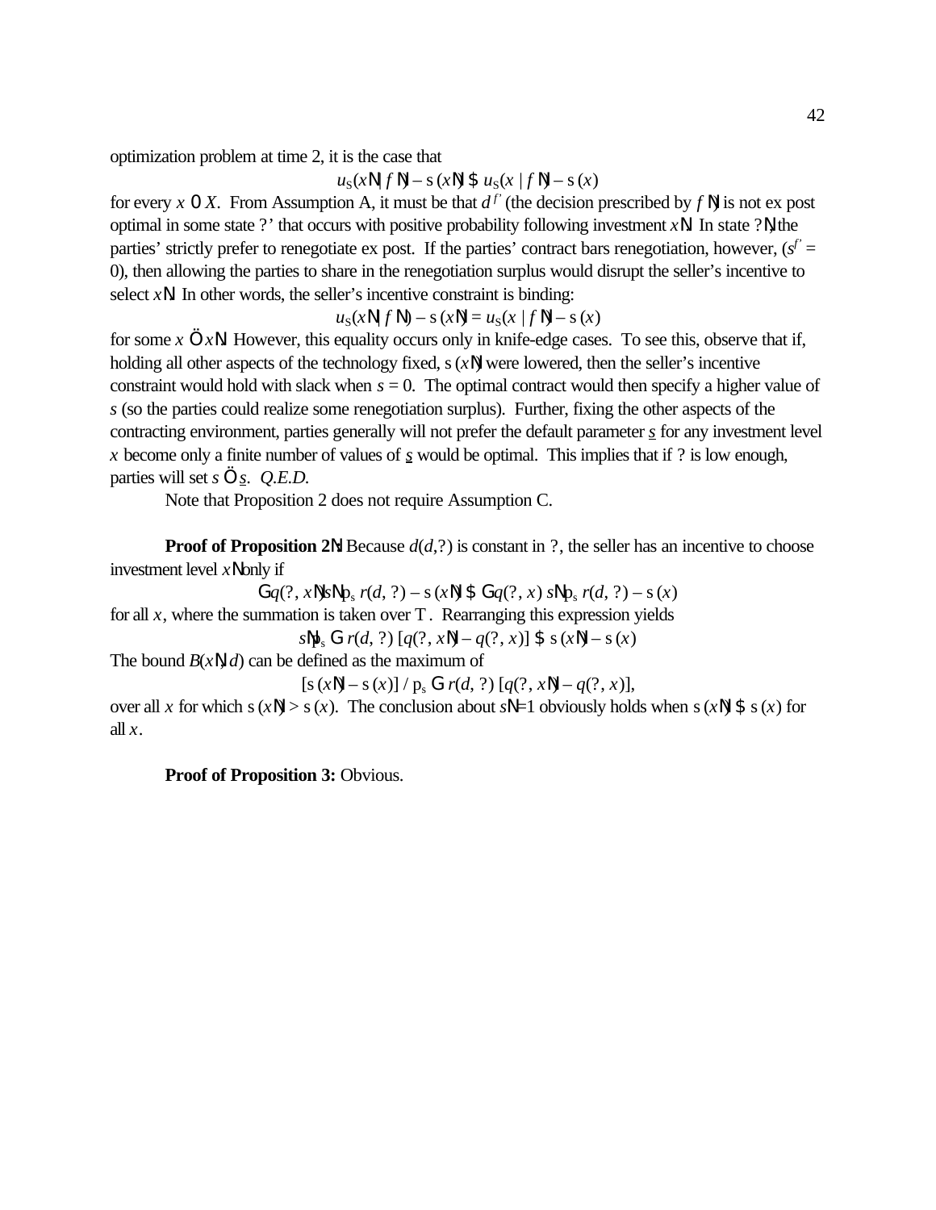optimization problem at time 2, it is the case that

$$u_S(x' | f') - \sigma(x') \geq u_S(x | f') - \sigma(x)$$

for every $x \in X$. From Assumption A, it must be that $d^{f'}$ (the decision prescribed by $f'$) is not ex post optimal in some state $\theta'$ that occurs with positive probability following investment $x'$. In state $\theta'$, the parties' strictly prefer to renegotiate ex post. If the parties' contract bars renegotiation, however, ($s^{f'} = 0$), then allowing the parties to share in the renegotiation surplus would disrupt the seller's incentive to select $x'$. In other words, the seller's incentive constraint is binding:

$$u_S(x' | f') - \sigma(x') = u_S(x | f') - \sigma(x)$$

for some $x \neq x'$. However, this equality occurs only in knife-edge cases. To see this, observe that if, holding all other aspects of the technology fixed, $\sigma(x')$ were lowered, then the seller's incentive constraint would hold with slack when $s = 0$. The optimal contract would then specify a higher value of $s$ (so the parties could realize some renegotiation surplus). Further, fixing the other aspects of the contracting environment, parties generally will not prefer the default parameter $\underline{s}$ for any investment level $x$ become only a finite number of values of $\underline{s}$ would be optimal. This implies that if $\theta$ is low enough, parties will set $s \neq \underline{s}$. *Q.E.D.*

Note that Proposition 2 does not require Assumption C.

**Proof of Proposition 2':** Because $d(d,\theta)$ is constant in $\theta$, the seller has an incentive to choose investment level $x'$ only if

$$\Sigma q(\theta, x') s' p_s\, r(d, \theta) - \sigma(x') \geq \Sigma q(\theta, x)\, s' p_s\, r(d, \theta) - \sigma(x)$$

for all $x$, where the summation is taken over $\Theta$. Rearranging this expression yields

$$s' p_s\, \Sigma\, r(d, \theta)\, [q(\theta, x') - q(\theta, x)] \geq \sigma(x') - \sigma(x)$$

The bound $B(x', d)$ can be defined as the maximum of

$$[\sigma(x') - \sigma(x)] / p_s\, \Sigma\, r(d, \theta)\, [q(\theta, x') - q(\theta, x)],$$

over all $x$ for which $\sigma(x') > \sigma(x)$. The conclusion about $s'=1$ obviously holds when $\sigma(x') \geq \sigma(x)$ for all $x$.

**Proof of Proposition 3:** Obvious.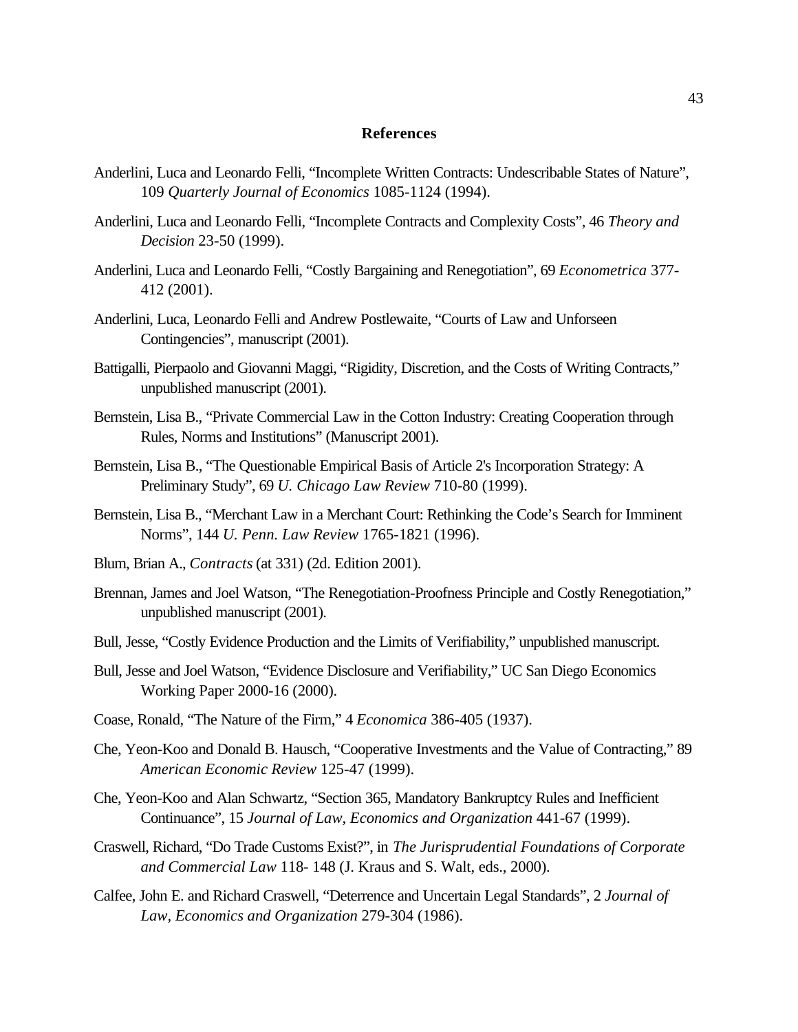## References

Anderlini, Luca and Leonardo Felli, "Incomplete Written Contracts: Undescribable States of Nature", 109 *Quarterly Journal of Economics* 1085-1124 (1994).

Anderlini, Luca and Leonardo Felli, "Incomplete Contracts and Complexity Costs", 46 *Theory and Decision* 23-50 (1999).

Anderlini, Luca and Leonardo Felli, "Costly Bargaining and Renegotiation", 69 *Econometrica* 377-412 (2001).

Anderlini, Luca, Leonardo Felli and Andrew Postlewaite, "Courts of Law and Unforseen Contingencies", manuscript (2001).

Battigalli, Pierpaolo and Giovanni Maggi, "Rigidity, Discretion, and the Costs of Writing Contracts," unpublished manuscript (2001).

Bernstein, Lisa B., "Private Commercial Law in the Cotton Industry: Creating Cooperation through Rules, Norms and Institutions" (Manuscript 2001).

Bernstein, Lisa B., "The Questionable Empirical Basis of Article 2's Incorporation Strategy: A Preliminary Study", 69 *U. Chicago Law Review* 710-80 (1999).

Bernstein, Lisa B., "Merchant Law in a Merchant Court: Rethinking the Code's Search for Imminent Norms", 144 *U. Penn. Law Review* 1765-1821 (1996).

Blum, Brian A., *Contracts* (at 331) (2d. Edition 2001).

Brennan, James and Joel Watson, "The Renegotiation-Proofness Principle and Costly Renegotiation," unpublished manuscript (2001).

Bull, Jesse, "Costly Evidence Production and the Limits of Verifiability," unpublished manuscript.

Bull, Jesse and Joel Watson, "Evidence Disclosure and Verifiability," UC San Diego Economics Working Paper 2000-16 (2000).

Coase, Ronald, "The Nature of the Firm," 4 *Economica* 386-405 (1937).

Che, Yeon-Koo and Donald B. Hausch, "Cooperative Investments and the Value of Contracting," 89 *American Economic Review* 125-47 (1999).

Che, Yeon-Koo and Alan Schwartz, "Section 365, Mandatory Bankruptcy Rules and Inefficient Continuance", 15 *Journal of Law, Economics and Organization* 441-67 (1999).

Craswell, Richard, "Do Trade Customs Exist?", in *The Jurisprudential Foundations of Corporate and Commercial Law* 118- 148 (J. Kraus and S. Walt, eds., 2000).

Calfee, John E. and Richard Craswell, "Deterrence and Uncertain Legal Standards", 2 *Journal of Law, Economics and Organization* 279-304 (1986).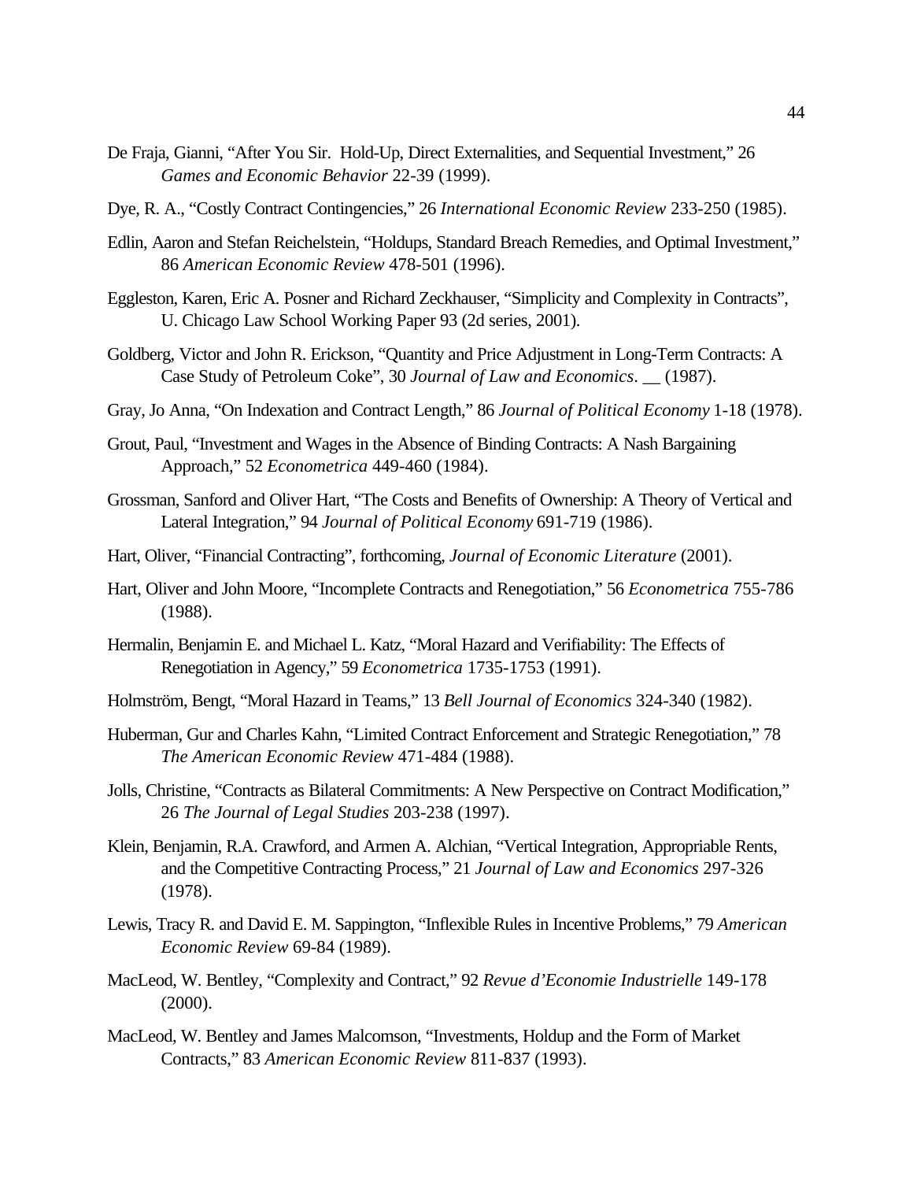De Fraja, Gianni, “After You Sir.  Hold-Up, Direct Externalities, and Sequential Investment,” 26 *Games and Economic Behavior* 22-39 (1999).

Dye, R. A., “Costly Contract Contingencies,” 26 *International Economic Review* 233-250 (1985).

Edlin, Aaron and Stefan Reichelstein, “Holdups, Standard Breach Remedies, and Optimal Investment,” 86 *American Economic Review* 478-501 (1996).

Eggleston, Karen, Eric A. Posner and Richard Zeckhauser, “Simplicity and Complexity in Contracts”, U. Chicago Law School Working Paper 93 (2d series, 2001).

Goldberg, Victor and John R. Erickson, “Quantity and Price Adjustment in Long-Term Contracts: A Case Study of Petroleum Coke”, 30 *Journal of Law and Economics*. __ (1987).

Gray, Jo Anna, “On Indexation and Contract Length,” 86 *Journal of Political Economy* 1-18 (1978).

Grout, Paul, “Investment and Wages in the Absence of Binding Contracts: A Nash Bargaining Approach,” 52 *Econometrica* 449-460 (1984).

Grossman, Sanford and Oliver Hart, “The Costs and Benefits of Ownership: A Theory of Vertical and Lateral Integration,” 94 *Journal of Political Economy* 691-719 (1986).

Hart, Oliver, “Financial Contracting”, forthcoming, *Journal of Economic Literature* (2001).

Hart, Oliver and John Moore, “Incomplete Contracts and Renegotiation,” 56 *Econometrica* 755-786 (1988).

Hermalin, Benjamin E. and Michael L. Katz, “Moral Hazard and Verifiability: The Effects of Renegotiation in Agency,” 59 *Econometrica* 1735-1753 (1991).

Holmström, Bengt, “Moral Hazard in Teams,” 13 *Bell Journal of Economics* 324-340 (1982).

Huberman, Gur and Charles Kahn, “Limited Contract Enforcement and Strategic Renegotiation,” 78 *The American Economic Review* 471-484 (1988).

Jolls, Christine, “Contracts as Bilateral Commitments: A New Perspective on Contract Modification,” 26 *The Journal of Legal Studies* 203-238 (1997).

Klein, Benjamin, R.A. Crawford, and Armen A. Alchian, “Vertical Integration, Appropriable Rents, and the Competitive Contracting Process,” 21 *Journal of Law and Economics* 297-326 (1978).

Lewis, Tracy R. and David E. M. Sappington, “Inflexible Rules in Incentive Problems,” 79 *American Economic Review* 69-84 (1989).

MacLeod, W. Bentley, “Complexity and Contract,” 92 *Revue d’Economie Industrielle* 149-178 (2000).

MacLeod, W. Bentley and James Malcomson, “Investments, Holdup and the Form of Market Contracts,” 83 *American Economic Review* 811-837 (1993).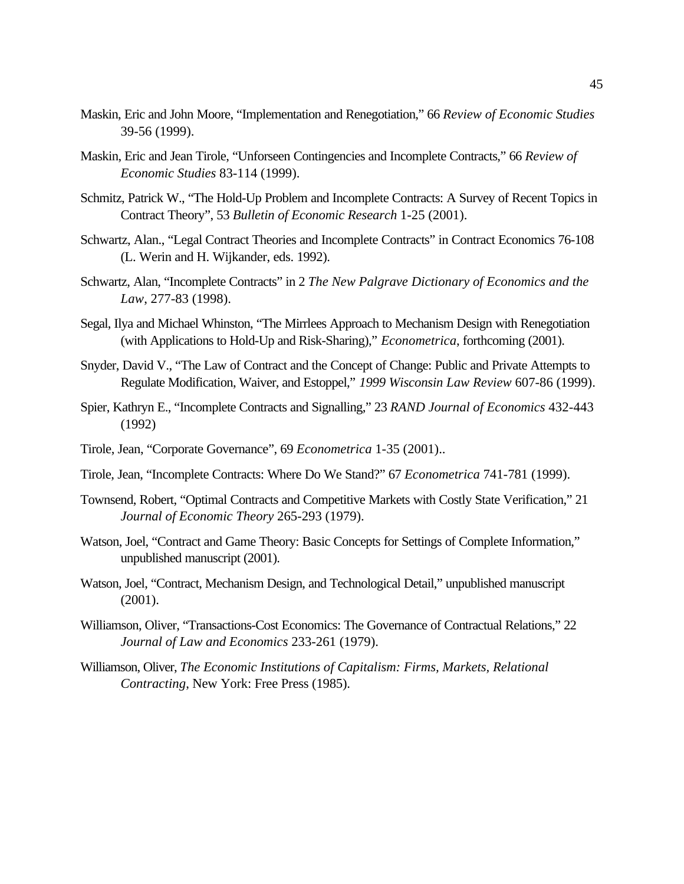Maskin, Eric and John Moore, "Implementation and Renegotiation," 66 *Review of Economic Studies* 39-56 (1999).

Maskin, Eric and Jean Tirole, "Unforseen Contingencies and Incomplete Contracts," 66 *Review of Economic Studies* 83-114 (1999).

Schmitz, Patrick W., "The Hold-Up Problem and Incomplete Contracts: A Survey of Recent Topics in Contract Theory", 53 *Bulletin of Economic Research* 1-25 (2001).

Schwartz, Alan., "Legal Contract Theories and Incomplete Contracts" in Contract Economics 76-108 (L. Werin and H. Wijkander, eds. 1992).

Schwartz, Alan, "Incomplete Contracts" in 2 *The New Palgrave Dictionary of Economics and the Law*, 277-83 (1998).

Segal, Ilya and Michael Whinston, "The Mirrlees Approach to Mechanism Design with Renegotiation (with Applications to Hold-Up and Risk-Sharing)," *Econometrica*, forthcoming (2001).

Snyder, David V., "The Law of Contract and the Concept of Change: Public and Private Attempts to Regulate Modification, Waiver, and Estoppel," *1999 Wisconsin Law Review* 607-86 (1999).

Spier, Kathryn E., "Incomplete Contracts and Signalling," 23 *RAND Journal of Economics* 432-443 (1992)

Tirole, Jean, "Corporate Governance", 69 *Econometrica* 1-35 (2001)..

Tirole, Jean, "Incomplete Contracts: Where Do We Stand?" 67 *Econometrica* 741-781 (1999).

Townsend, Robert, "Optimal Contracts and Competitive Markets with Costly State Verification," 21 *Journal of Economic Theory* 265-293 (1979).

Watson, Joel, "Contract and Game Theory: Basic Concepts for Settings of Complete Information," unpublished manuscript (2001).

Watson, Joel, "Contract, Mechanism Design, and Technological Detail," unpublished manuscript (2001).

Williamson, Oliver, "Transactions-Cost Economics: The Governance of Contractual Relations," 22 *Journal of Law and Economics* 233-261 (1979).

Williamson, Oliver, *The Economic Institutions of Capitalism: Firms, Markets, Relational Contracting*, New York: Free Press (1985).